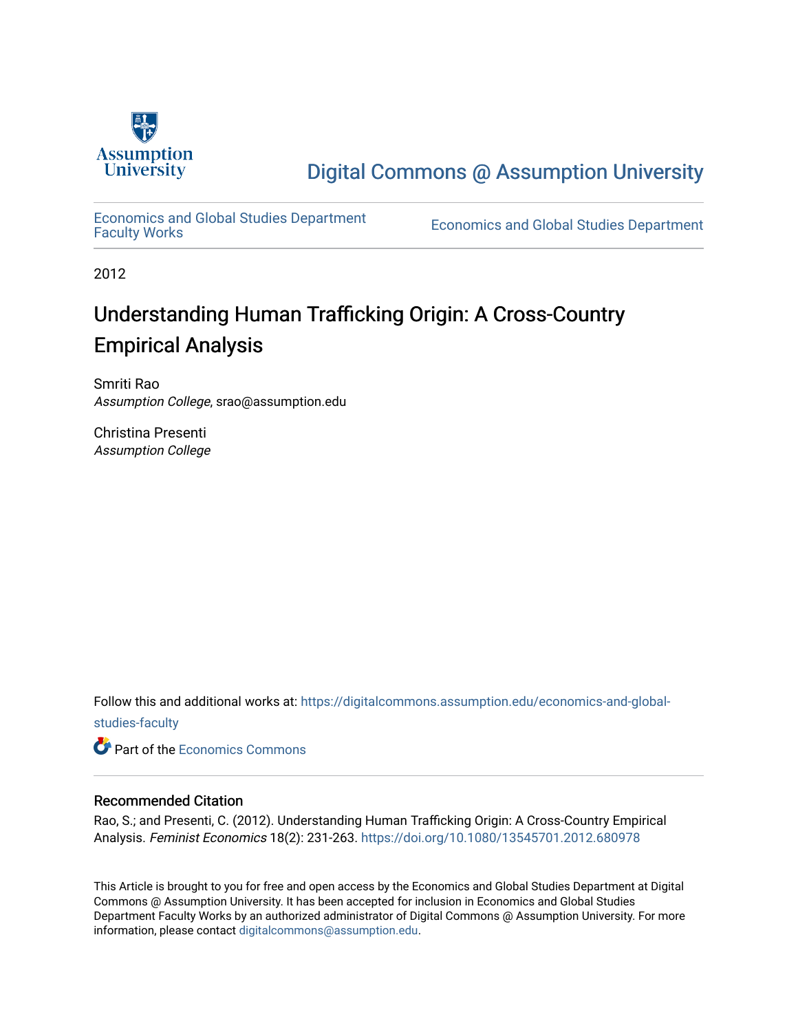Assumption University

# Digital Commons @ Assumption University

Economics and Global Studies Department Faculty Works | Economics and Global Studies Department

2012

# Understanding Human Trafficking Origin: A Cross-Country Empirical Analysis

Smriti Rao
*Assumption College*, srao@assumption.edu

Christina Presenti
*Assumption College*

Follow this and additional works at: https://digitalcommons.assumption.edu/economics-and-global-studies-faculty

Part of the Economics Commons

## Recommended Citation

Rao, S.; and Presenti, C. (2012). Understanding Human Trafficking Origin: A Cross-Country Empirical Analysis. *Feminist Economics* 18(2): 231-263. https://doi.org/10.1080/13545701.2012.680978

This Article is brought to you for free and open access by the Economics and Global Studies Department at Digital Commons @ Assumption University. It has been accepted for inclusion in Economics and Global Studies Department Faculty Works by an authorized administrator of Digital Commons @ Assumption University. For more information, please contact digitalcommons@assumption.edu.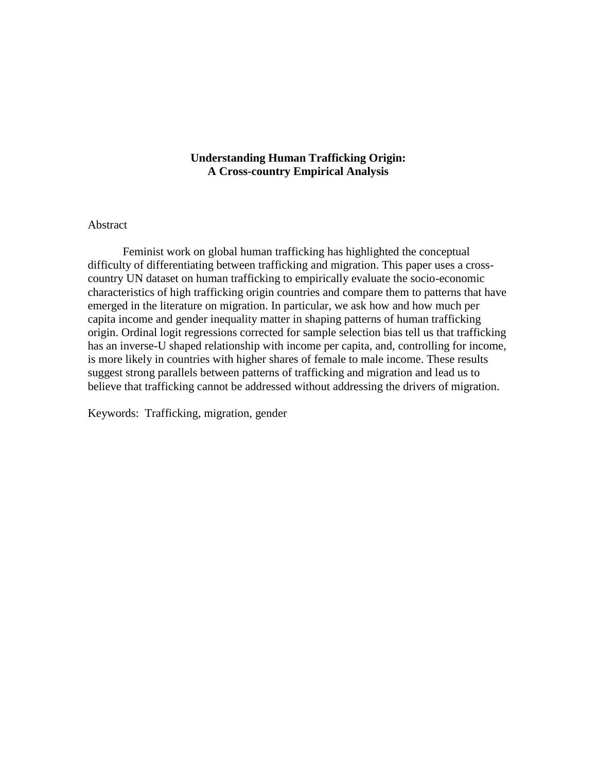**Understanding Human Trafficking Origin:**
**A Cross-country Empirical Analysis**

Abstract

Feminist work on global human trafficking has highlighted the conceptual difficulty of differentiating between trafficking and migration. This paper uses a cross-country UN dataset on human trafficking to empirically evaluate the socio-economic characteristics of high trafficking origin countries and compare them to patterns that have emerged in the literature on migration. In particular, we ask how and how much per capita income and gender inequality matter in shaping patterns of human trafficking origin. Ordinal logit regressions corrected for sample selection bias tell us that trafficking has an inverse-U shaped relationship with income per capita, and, controlling for income, is more likely in countries with higher shares of female to male income. These results suggest strong parallels between patterns of trafficking and migration and lead us to believe that trafficking cannot be addressed without addressing the drivers of migration.

Keywords: Trafficking, migration, gender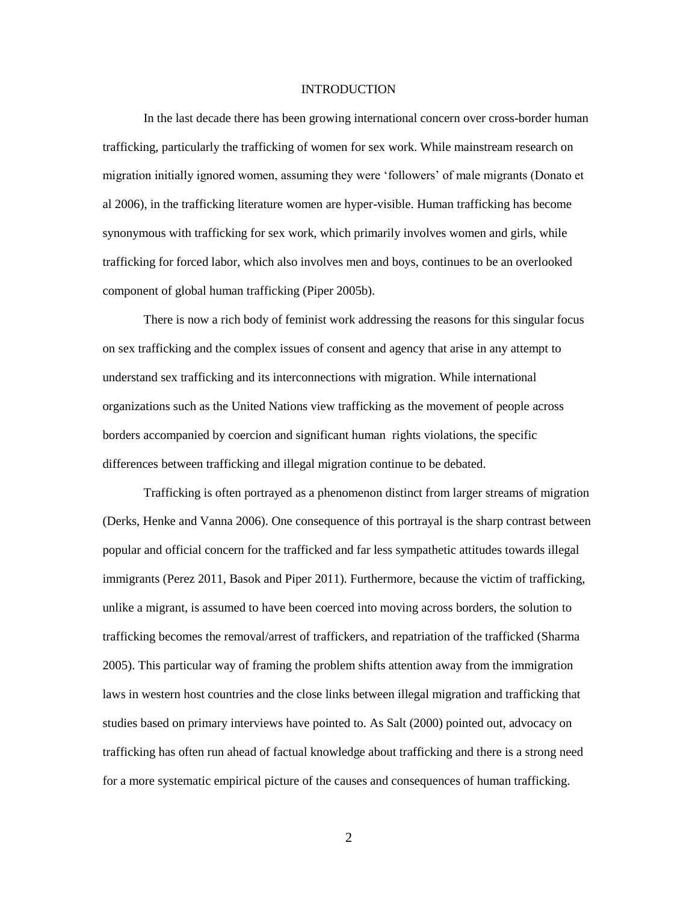# INTRODUCTION

In the last decade there has been growing international concern over cross-border human trafficking, particularly the trafficking of women for sex work. While mainstream research on migration initially ignored women, assuming they were 'followers' of male migrants (Donato et al 2006), in the trafficking literature women are hyper-visible. Human trafficking has become synonymous with trafficking for sex work, which primarily involves women and girls, while trafficking for forced labor, which also involves men and boys, continues to be an overlooked component of global human trafficking (Piper 2005b).

There is now a rich body of feminist work addressing the reasons for this singular focus on sex trafficking and the complex issues of consent and agency that arise in any attempt to understand sex trafficking and its interconnections with migration. While international organizations such as the United Nations view trafficking as the movement of people across borders accompanied by coercion and significant human rights violations, the specific differences between trafficking and illegal migration continue to be debated.

Trafficking is often portrayed as a phenomenon distinct from larger streams of migration (Derks, Henke and Vanna 2006). One consequence of this portrayal is the sharp contrast between popular and official concern for the trafficked and far less sympathetic attitudes towards illegal immigrants (Perez 2011, Basok and Piper 2011). Furthermore, because the victim of trafficking, unlike a migrant, is assumed to have been coerced into moving across borders, the solution to trafficking becomes the removal/arrest of traffickers, and repatriation of the trafficked (Sharma 2005). This particular way of framing the problem shifts attention away from the immigration laws in western host countries and the close links between illegal migration and trafficking that studies based on primary interviews have pointed to. As Salt (2000) pointed out, advocacy on trafficking has often run ahead of factual knowledge about trafficking and there is a strong need for a more systematic empirical picture of the causes and consequences of human trafficking.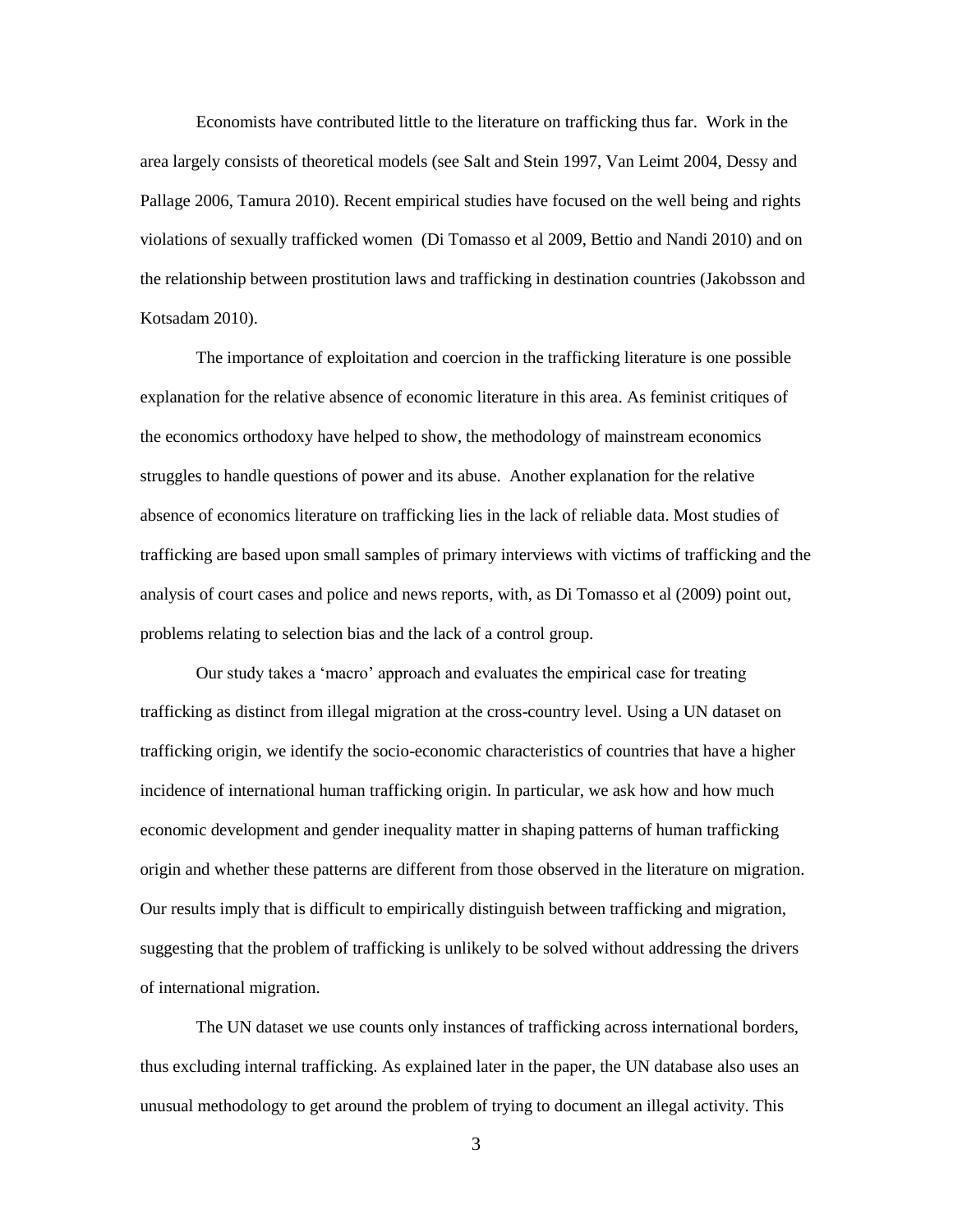Economists have contributed little to the literature on trafficking thus far. Work in the area largely consists of theoretical models (see Salt and Stein 1997, Van Leimt 2004, Dessy and Pallage 2006, Tamura 2010). Recent empirical studies have focused on the well being and rights violations of sexually trafficked women (Di Tomasso et al 2009, Bettio and Nandi 2010) and on the relationship between prostitution laws and trafficking in destination countries (Jakobsson and Kotsadam 2010).

The importance of exploitation and coercion in the trafficking literature is one possible explanation for the relative absence of economic literature in this area. As feminist critiques of the economics orthodoxy have helped to show, the methodology of mainstream economics struggles to handle questions of power and its abuse. Another explanation for the relative absence of economics literature on trafficking lies in the lack of reliable data. Most studies of trafficking are based upon small samples of primary interviews with victims of trafficking and the analysis of court cases and police and news reports, with, as Di Tomasso et al (2009) point out, problems relating to selection bias and the lack of a control group.

Our study takes a 'macro' approach and evaluates the empirical case for treating trafficking as distinct from illegal migration at the cross-country level. Using a UN dataset on trafficking origin, we identify the socio-economic characteristics of countries that have a higher incidence of international human trafficking origin. In particular, we ask how and how much economic development and gender inequality matter in shaping patterns of human trafficking origin and whether these patterns are different from those observed in the literature on migration. Our results imply that is difficult to empirically distinguish between trafficking and migration, suggesting that the problem of trafficking is unlikely to be solved without addressing the drivers of international migration.

The UN dataset we use counts only instances of trafficking across international borders, thus excluding internal trafficking. As explained later in the paper, the UN database also uses an unusual methodology to get around the problem of trying to document an illegal activity. This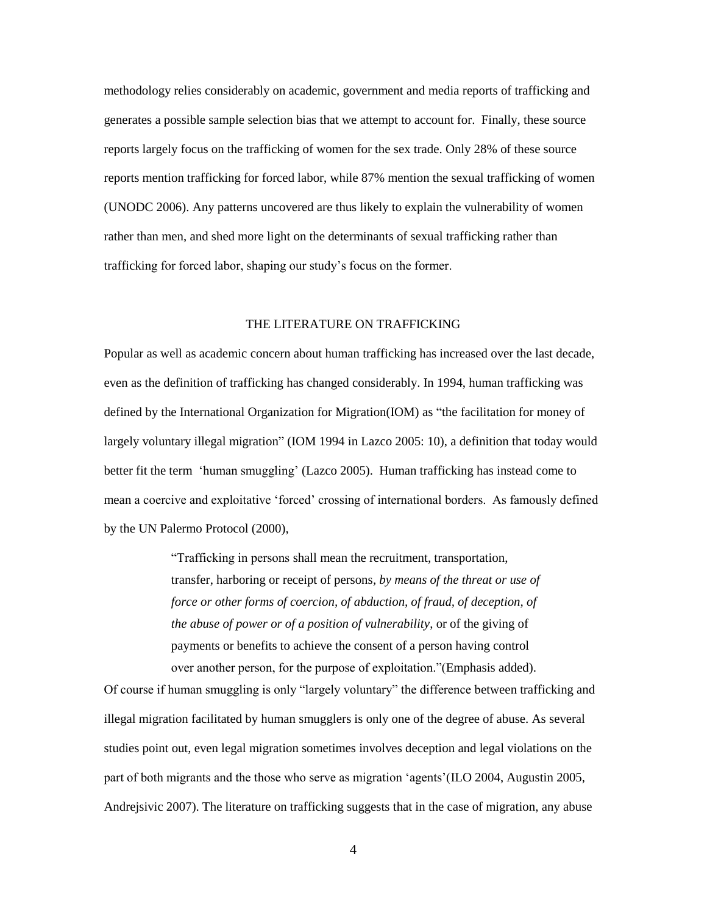methodology relies considerably on academic, government and media reports of trafficking and generates a possible sample selection bias that we attempt to account for. Finally, these source reports largely focus on the trafficking of women for the sex trade. Only 28% of these source reports mention trafficking for forced labor, while 87% mention the sexual trafficking of women (UNODC 2006). Any patterns uncovered are thus likely to explain the vulnerability of women rather than men, and shed more light on the determinants of sexual trafficking rather than trafficking for forced labor, shaping our study's focus on the former.

## THE LITERATURE ON TRAFFICKING

Popular as well as academic concern about human trafficking has increased over the last decade, even as the definition of trafficking has changed considerably. In 1994, human trafficking was defined by the International Organization for Migration(IOM) as "the facilitation for money of largely voluntary illegal migration" (IOM 1994 in Lazco 2005: 10), a definition that today would better fit the term 'human smuggling' (Lazco 2005). Human trafficking has instead come to mean a coercive and exploitative 'forced' crossing of international borders. As famously defined by the UN Palermo Protocol (2000),

> "Trafficking in persons shall mean the recruitment, transportation, transfer, harboring or receipt of persons, *by means of the threat or use of force or other forms of coercion, of abduction, of fraud, of deception, of the abuse of power or of a position of vulnerability*, or of the giving of payments or benefits to achieve the consent of a person having control over another person, for the purpose of exploitation."(Emphasis added).

Of course if human smuggling is only "largely voluntary" the difference between trafficking and illegal migration facilitated by human smugglers is only one of the degree of abuse. As several studies point out, even legal migration sometimes involves deception and legal violations on the part of both migrants and the those who serve as migration 'agents'(ILO 2004, Augustin 2005, Andrejsivic 2007). The literature on trafficking suggests that in the case of migration, any abuse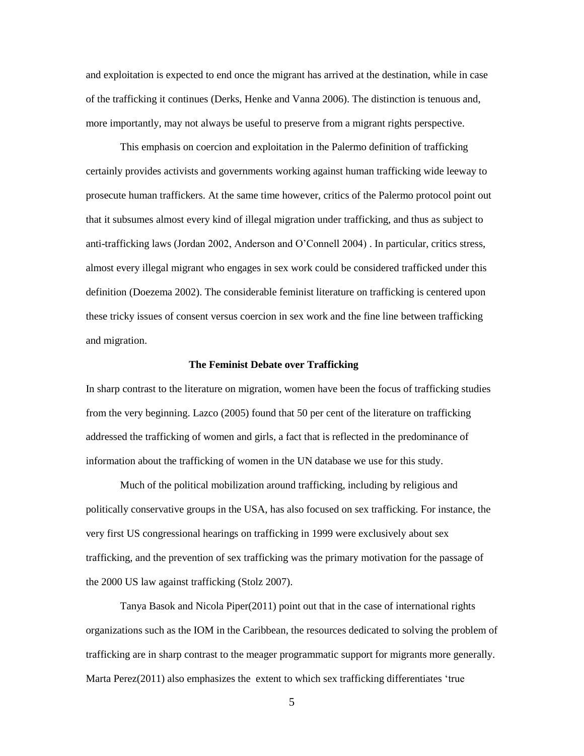and exploitation is expected to end once the migrant has arrived at the destination, while in case of the trafficking it continues (Derks, Henke and Vanna 2006). The distinction is tenuous and, more importantly, may not always be useful to preserve from a migrant rights perspective.

This emphasis on coercion and exploitation in the Palermo definition of trafficking certainly provides activists and governments working against human trafficking wide leeway to prosecute human traffickers. At the same time however, critics of the Palermo protocol point out that it subsumes almost every kind of illegal migration under trafficking, and thus as subject to anti-trafficking laws (Jordan 2002, Anderson and O'Connell 2004) . In particular, critics stress, almost every illegal migrant who engages in sex work could be considered trafficked under this definition (Doezema 2002). The considerable feminist literature on trafficking is centered upon these tricky issues of consent versus coercion in sex work and the fine line between trafficking and migration.

### The Feminist Debate over Trafficking

In sharp contrast to the literature on migration, women have been the focus of trafficking studies from the very beginning. Lazco (2005) found that 50 per cent of the literature on trafficking addressed the trafficking of women and girls, a fact that is reflected in the predominance of information about the trafficking of women in the UN database we use for this study.

Much of the political mobilization around trafficking, including by religious and politically conservative groups in the USA, has also focused on sex trafficking. For instance, the very first US congressional hearings on trafficking in 1999 were exclusively about sex trafficking, and the prevention of sex trafficking was the primary motivation for the passage of the 2000 US law against trafficking (Stolz 2007).

Tanya Basok and Nicola Piper(2011) point out that in the case of international rights organizations such as the IOM in the Caribbean, the resources dedicated to solving the problem of trafficking are in sharp contrast to the meager programmatic support for migrants more generally. Marta Perez(2011) also emphasizes the extent to which sex trafficking differentiates 'true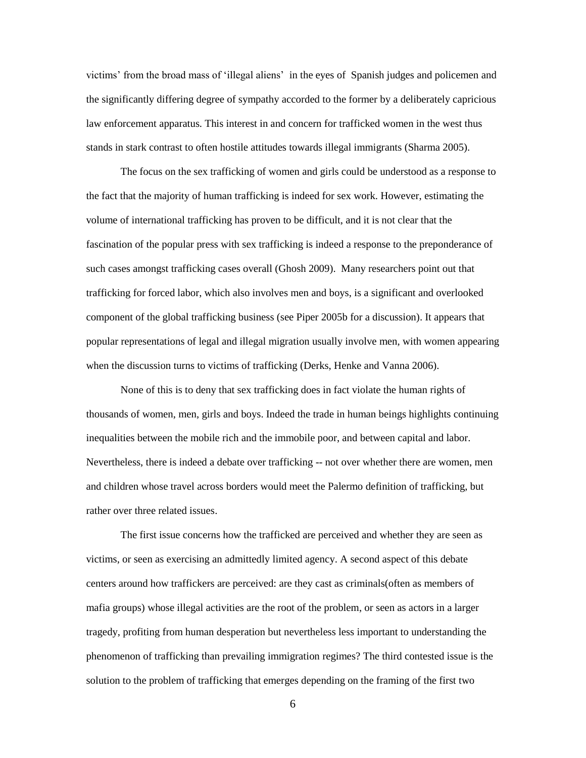victims' from the broad mass of 'illegal aliens' in the eyes of Spanish judges and policemen and the significantly differing degree of sympathy accorded to the former by a deliberately capricious law enforcement apparatus. This interest in and concern for trafficked women in the west thus stands in stark contrast to often hostile attitudes towards illegal immigrants (Sharma 2005).

The focus on the sex trafficking of women and girls could be understood as a response to the fact that the majority of human trafficking is indeed for sex work. However, estimating the volume of international trafficking has proven to be difficult, and it is not clear that the fascination of the popular press with sex trafficking is indeed a response to the preponderance of such cases amongst trafficking cases overall (Ghosh 2009). Many researchers point out that trafficking for forced labor, which also involves men and boys, is a significant and overlooked component of the global trafficking business (see Piper 2005b for a discussion). It appears that popular representations of legal and illegal migration usually involve men, with women appearing when the discussion turns to victims of trafficking (Derks, Henke and Vanna 2006).

None of this is to deny that sex trafficking does in fact violate the human rights of thousands of women, men, girls and boys. Indeed the trade in human beings highlights continuing inequalities between the mobile rich and the immobile poor, and between capital and labor. Nevertheless, there is indeed a debate over trafficking -- not over whether there are women, men and children whose travel across borders would meet the Palermo definition of trafficking, but rather over three related issues.

The first issue concerns how the trafficked are perceived and whether they are seen as victims, or seen as exercising an admittedly limited agency. A second aspect of this debate centers around how traffickers are perceived: are they cast as criminals(often as members of mafia groups) whose illegal activities are the root of the problem, or seen as actors in a larger tragedy, profiting from human desperation but nevertheless less important to understanding the phenomenon of trafficking than prevailing immigration regimes? The third contested issue is the solution to the problem of trafficking that emerges depending on the framing of the first two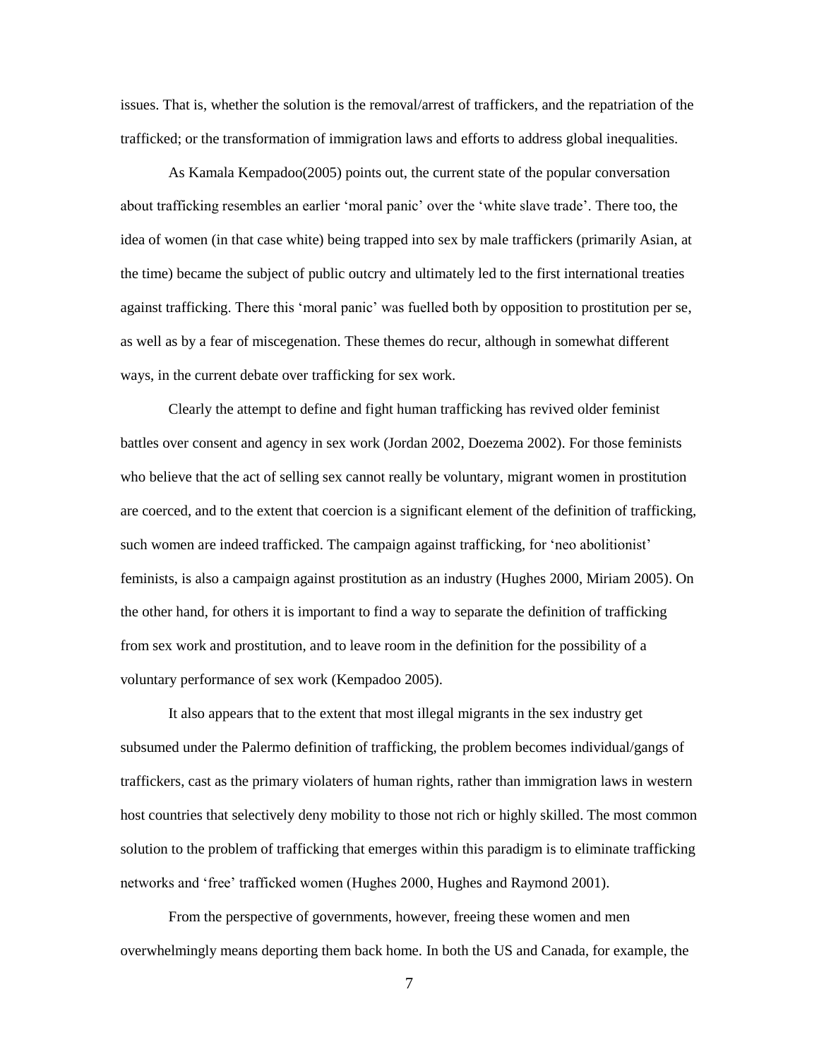issues. That is, whether the solution is the removal/arrest of traffickers, and the repatriation of the trafficked; or the transformation of immigration laws and efforts to address global inequalities.

As Kamala Kempadoo(2005) points out, the current state of the popular conversation about trafficking resembles an earlier 'moral panic' over the 'white slave trade'. There too, the idea of women (in that case white) being trapped into sex by male traffickers (primarily Asian, at the time) became the subject of public outcry and ultimately led to the first international treaties against trafficking. There this 'moral panic' was fuelled both by opposition to prostitution per se, as well as by a fear of miscegenation. These themes do recur, although in somewhat different ways, in the current debate over trafficking for sex work.

Clearly the attempt to define and fight human trafficking has revived older feminist battles over consent and agency in sex work (Jordan 2002, Doezema 2002). For those feminists who believe that the act of selling sex cannot really be voluntary, migrant women in prostitution are coerced, and to the extent that coercion is a significant element of the definition of trafficking, such women are indeed trafficked. The campaign against trafficking, for 'neo abolitionist' feminists, is also a campaign against prostitution as an industry (Hughes 2000, Miriam 2005). On the other hand, for others it is important to find a way to separate the definition of trafficking from sex work and prostitution, and to leave room in the definition for the possibility of a voluntary performance of sex work (Kempadoo 2005).

It also appears that to the extent that most illegal migrants in the sex industry get subsumed under the Palermo definition of trafficking, the problem becomes individual/gangs of traffickers, cast as the primary violaters of human rights, rather than immigration laws in western host countries that selectively deny mobility to those not rich or highly skilled. The most common solution to the problem of trafficking that emerges within this paradigm is to eliminate trafficking networks and 'free' trafficked women (Hughes 2000, Hughes and Raymond 2001).

From the perspective of governments, however, freeing these women and men overwhelmingly means deporting them back home. In both the US and Canada, for example, the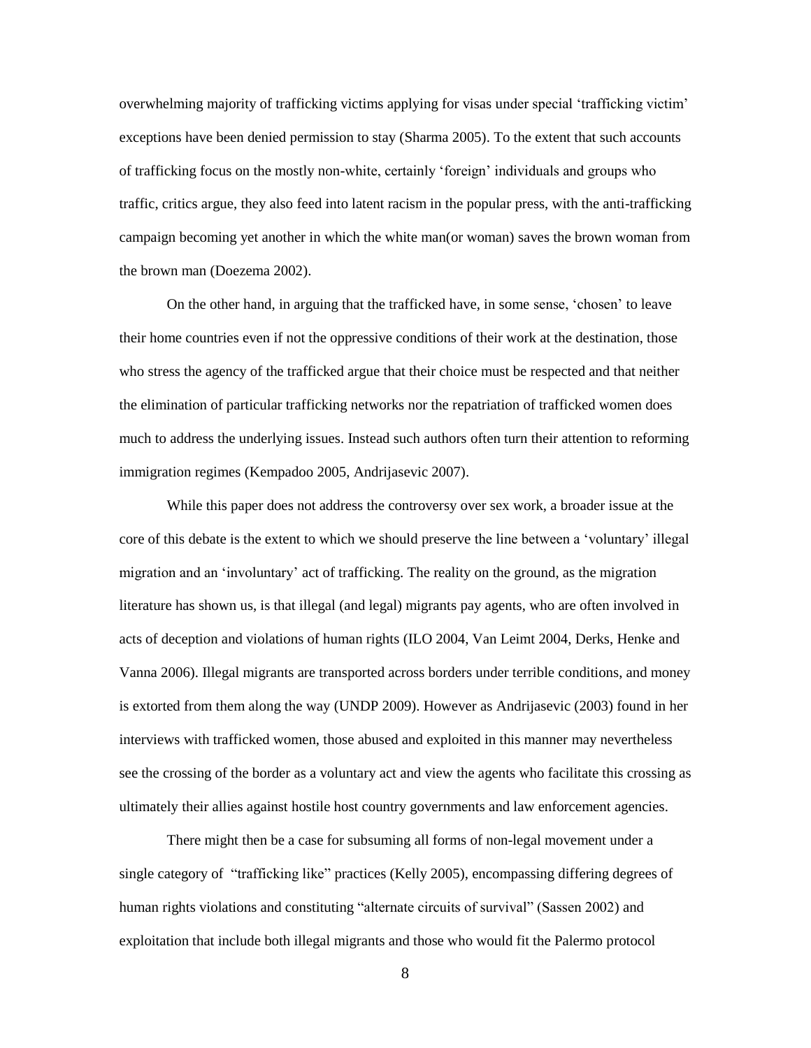overwhelming majority of trafficking victims applying for visas under special 'trafficking victim' exceptions have been denied permission to stay (Sharma 2005). To the extent that such accounts of trafficking focus on the mostly non-white, certainly 'foreign' individuals and groups who traffic, critics argue, they also feed into latent racism in the popular press, with the anti-trafficking campaign becoming yet another in which the white man(or woman) saves the brown woman from the brown man (Doezema 2002).

On the other hand, in arguing that the trafficked have, in some sense, 'chosen' to leave their home countries even if not the oppressive conditions of their work at the destination, those who stress the agency of the trafficked argue that their choice must be respected and that neither the elimination of particular trafficking networks nor the repatriation of trafficked women does much to address the underlying issues. Instead such authors often turn their attention to reforming immigration regimes (Kempadoo 2005, Andrijasevic 2007).

While this paper does not address the controversy over sex work, a broader issue at the core of this debate is the extent to which we should preserve the line between a 'voluntary' illegal migration and an 'involuntary' act of trafficking. The reality on the ground, as the migration literature has shown us, is that illegal (and legal) migrants pay agents, who are often involved in acts of deception and violations of human rights (ILO 2004, Van Leimt 2004, Derks, Henke and Vanna 2006). Illegal migrants are transported across borders under terrible conditions, and money is extorted from them along the way (UNDP 2009). However as Andrijasevic (2003) found in her interviews with trafficked women, those abused and exploited in this manner may nevertheless see the crossing of the border as a voluntary act and view the agents who facilitate this crossing as ultimately their allies against hostile host country governments and law enforcement agencies.

There might then be a case for subsuming all forms of non-legal movement under a single category of "trafficking like" practices (Kelly 2005), encompassing differing degrees of human rights violations and constituting "alternate circuits of survival" (Sassen 2002) and exploitation that include both illegal migrants and those who would fit the Palermo protocol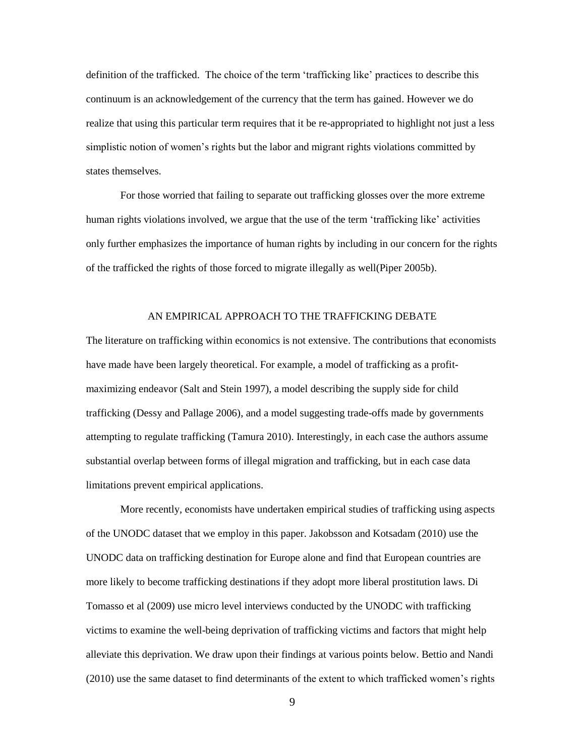definition of the trafficked. The choice of the term 'trafficking like' practices to describe this continuum is an acknowledgement of the currency that the term has gained. However we do realize that using this particular term requires that it be re-appropriated to highlight not just a less simplistic notion of women's rights but the labor and migrant rights violations committed by states themselves.

For those worried that failing to separate out trafficking glosses over the more extreme human rights violations involved, we argue that the use of the term 'trafficking like' activities only further emphasizes the importance of human rights by including in our concern for the rights of the trafficked the rights of those forced to migrate illegally as well(Piper 2005b).

## AN EMPIRICAL APPROACH TO THE TRAFFICKING DEBATE

The literature on trafficking within economics is not extensive. The contributions that economists have made have been largely theoretical. For example, a model of trafficking as a profit-maximizing endeavor (Salt and Stein 1997), a model describing the supply side for child trafficking (Dessy and Pallage 2006), and a model suggesting trade-offs made by governments attempting to regulate trafficking (Tamura 2010). Interestingly, in each case the authors assume substantial overlap between forms of illegal migration and trafficking, but in each case data limitations prevent empirical applications.

More recently, economists have undertaken empirical studies of trafficking using aspects of the UNODC dataset that we employ in this paper. Jakobsson and Kotsadam (2010) use the UNODC data on trafficking destination for Europe alone and find that European countries are more likely to become trafficking destinations if they adopt more liberal prostitution laws. Di Tomasso et al (2009) use micro level interviews conducted by the UNODC with trafficking victims to examine the well-being deprivation of trafficking victims and factors that might help alleviate this deprivation. We draw upon their findings at various points below. Bettio and Nandi (2010) use the same dataset to find determinants of the extent to which trafficked women's rights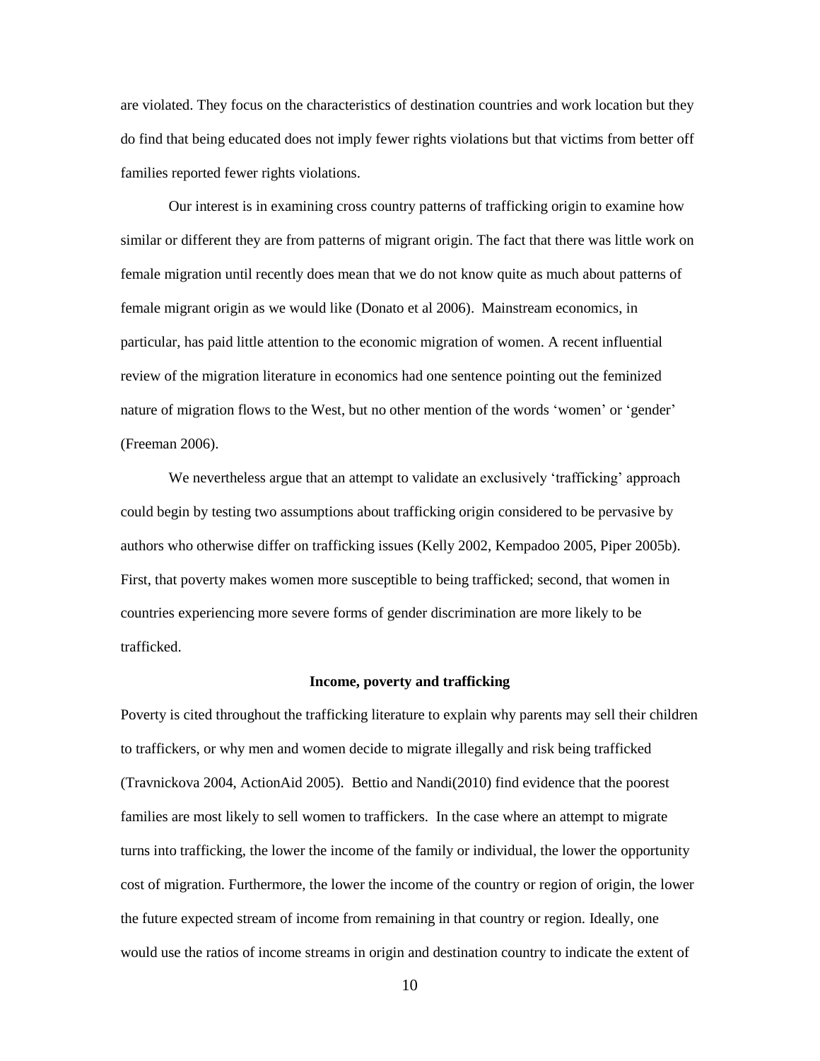are violated. They focus on the characteristics of destination countries and work location but they do find that being educated does not imply fewer rights violations but that victims from better off families reported fewer rights violations.

Our interest is in examining cross country patterns of trafficking origin to examine how similar or different they are from patterns of migrant origin. The fact that there was little work on female migration until recently does mean that we do not know quite as much about patterns of female migrant origin as we would like (Donato et al 2006). Mainstream economics, in particular, has paid little attention to the economic migration of women. A recent influential review of the migration literature in economics had one sentence pointing out the feminized nature of migration flows to the West, but no other mention of the words 'women' or 'gender' (Freeman 2006).

We nevertheless argue that an attempt to validate an exclusively 'trafficking' approach could begin by testing two assumptions about trafficking origin considered to be pervasive by authors who otherwise differ on trafficking issues (Kelly 2002, Kempadoo 2005, Piper 2005b). First, that poverty makes women more susceptible to being trafficked; second, that women in countries experiencing more severe forms of gender discrimination are more likely to be trafficked.

## Income, poverty and trafficking

Poverty is cited throughout the trafficking literature to explain why parents may sell their children to traffickers, or why men and women decide to migrate illegally and risk being trafficked (Travnickova 2004, ActionAid 2005). Bettio and Nandi(2010) find evidence that the poorest families are most likely to sell women to traffickers. In the case where an attempt to migrate turns into trafficking, the lower the income of the family or individual, the lower the opportunity cost of migration. Furthermore, the lower the income of the country or region of origin, the lower the future expected stream of income from remaining in that country or region. Ideally, one would use the ratios of income streams in origin and destination country to indicate the extent of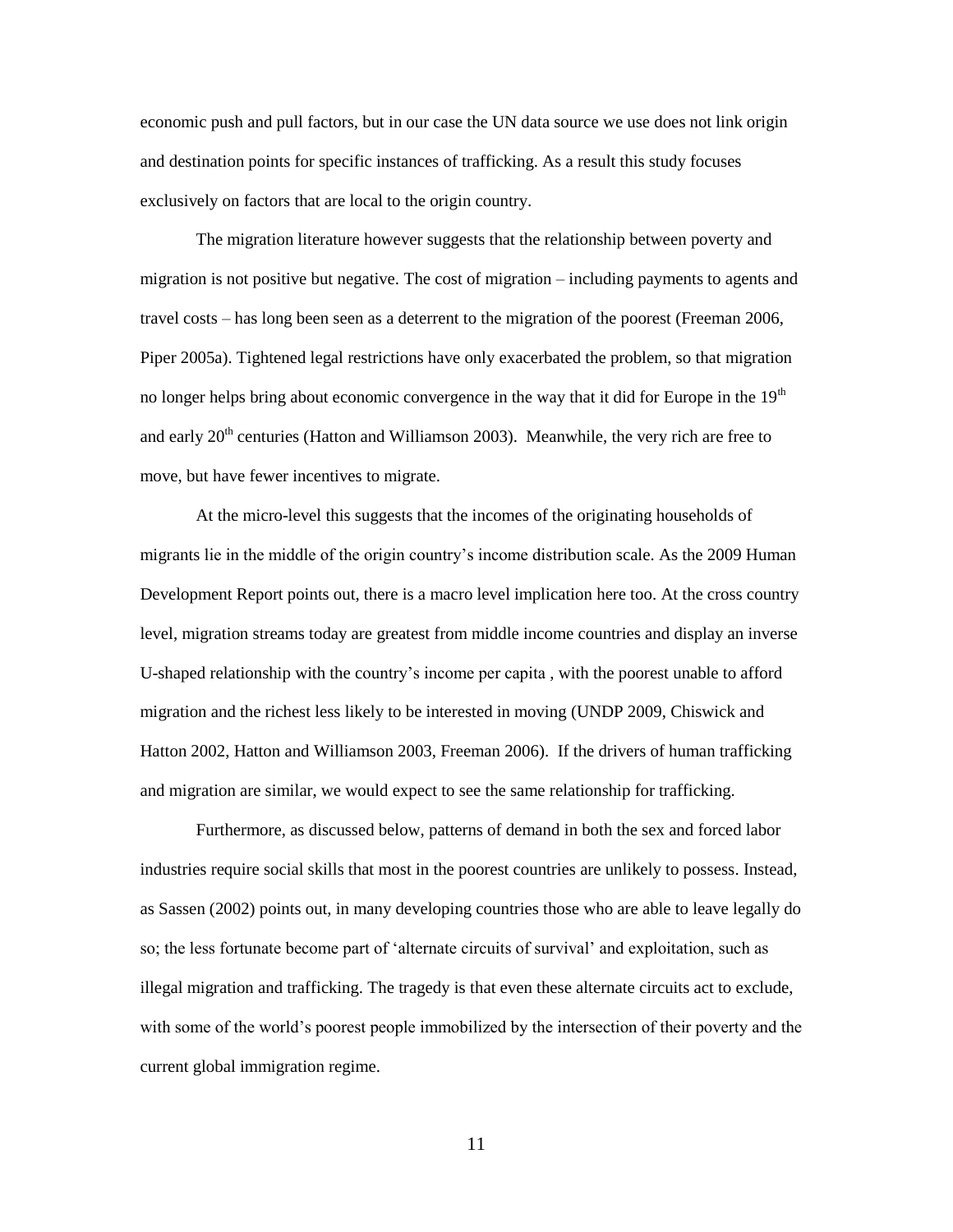economic push and pull factors, but in our case the UN data source we use does not link origin and destination points for specific instances of trafficking. As a result this study focuses exclusively on factors that are local to the origin country.

The migration literature however suggests that the relationship between poverty and migration is not positive but negative. The cost of migration – including payments to agents and travel costs – has long been seen as a deterrent to the migration of the poorest (Freeman 2006, Piper 2005a). Tightened legal restrictions have only exacerbated the problem, so that migration no longer helps bring about economic convergence in the way that it did for Europe in the 19th and early 20th centuries (Hatton and Williamson 2003). Meanwhile, the very rich are free to move, but have fewer incentives to migrate.

At the micro-level this suggests that the incomes of the originating households of migrants lie in the middle of the origin country's income distribution scale. As the 2009 Human Development Report points out, there is a macro level implication here too. At the cross country level, migration streams today are greatest from middle income countries and display an inverse U-shaped relationship with the country's income per capita , with the poorest unable to afford migration and the richest less likely to be interested in moving (UNDP 2009, Chiswick and Hatton 2002, Hatton and Williamson 2003, Freeman 2006). If the drivers of human trafficking and migration are similar, we would expect to see the same relationship for trafficking.

Furthermore, as discussed below, patterns of demand in both the sex and forced labor industries require social skills that most in the poorest countries are unlikely to possess. Instead, as Sassen (2002) points out, in many developing countries those who are able to leave legally do so; the less fortunate become part of 'alternate circuits of survival' and exploitation, such as illegal migration and trafficking. The tragedy is that even these alternate circuits act to exclude, with some of the world's poorest people immobilized by the intersection of their poverty and the current global immigration regime.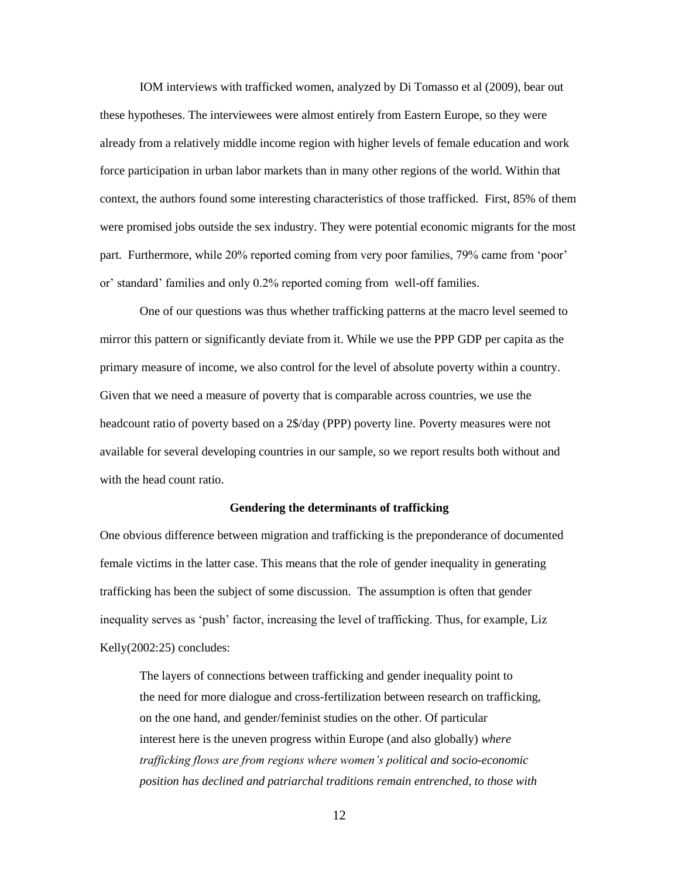IOM interviews with trafficked women, analyzed by Di Tomasso et al (2009), bear out these hypotheses. The interviewees were almost entirely from Eastern Europe, so they were already from a relatively middle income region with higher levels of female education and work force participation in urban labor markets than in many other regions of the world. Within that context, the authors found some interesting characteristics of those trafficked. First, 85% of them were promised jobs outside the sex industry. They were potential economic migrants for the most part. Furthermore, while 20% reported coming from very poor families, 79% came from 'poor' or' standard' families and only 0.2% reported coming from well-off families.

One of our questions was thus whether trafficking patterns at the macro level seemed to mirror this pattern or significantly deviate from it. While we use the PPP GDP per capita as the primary measure of income, we also control for the level of absolute poverty within a country. Given that we need a measure of poverty that is comparable across countries, we use the headcount ratio of poverty based on a 2$/day (PPP) poverty line. Poverty measures were not available for several developing countries in our sample, so we report results both without and with the head count ratio.

**Gendering the determinants of trafficking**

One obvious difference between migration and trafficking is the preponderance of documented female victims in the latter case. This means that the role of gender inequality in generating trafficking has been the subject of some discussion. The assumption is often that gender inequality serves as 'push' factor, increasing the level of trafficking. Thus, for example, Liz Kelly(2002:25) concludes:

> The layers of connections between trafficking and gender inequality point to the need for more dialogue and cross-fertilization between research on trafficking, on the one hand, and gender/feminist studies on the other. Of particular interest here is the uneven progress within Europe (and also globally) *where trafficking flows are from regions where women's political and socio-economic position has declined and patriarchal traditions remain entrenched, to those with*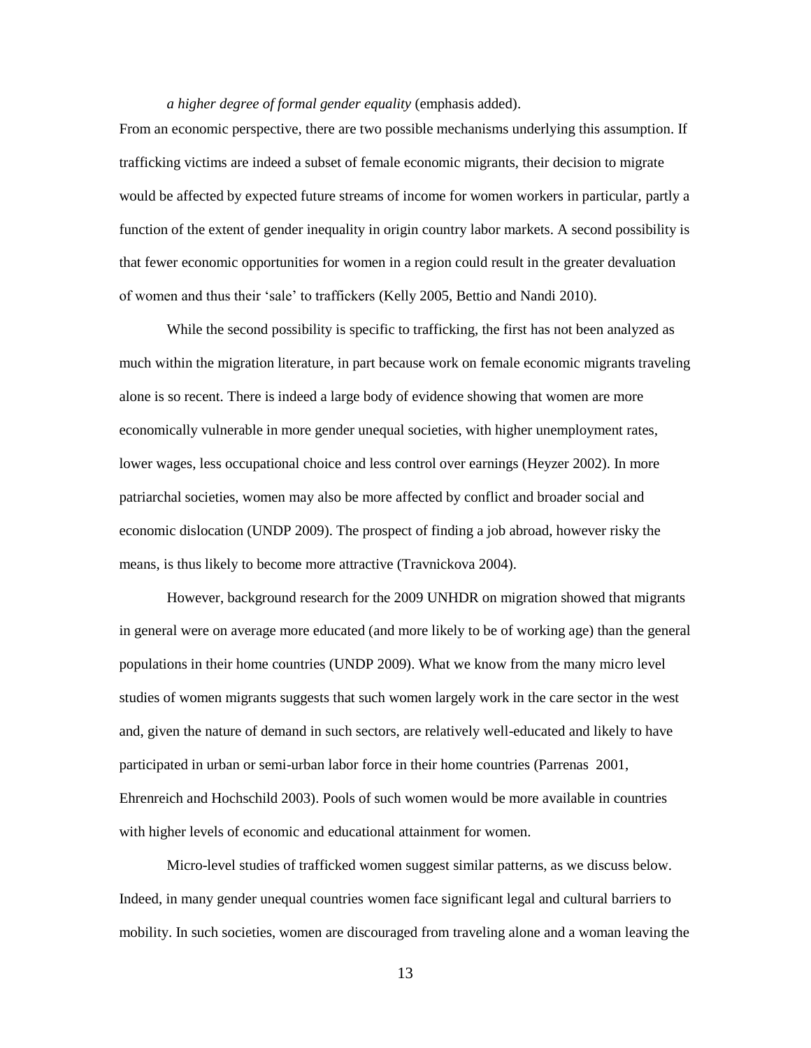*a higher degree of formal gender equality* (emphasis added).

From an economic perspective, there are two possible mechanisms underlying this assumption. If trafficking victims are indeed a subset of female economic migrants, their decision to migrate would be affected by expected future streams of income for women workers in particular, partly a function of the extent of gender inequality in origin country labor markets. A second possibility is that fewer economic opportunities for women in a region could result in the greater devaluation of women and thus their 'sale' to traffickers (Kelly 2005, Bettio and Nandi 2010).

While the second possibility is specific to trafficking, the first has not been analyzed as much within the migration literature, in part because work on female economic migrants traveling alone is so recent. There is indeed a large body of evidence showing that women are more economically vulnerable in more gender unequal societies, with higher unemployment rates, lower wages, less occupational choice and less control over earnings (Heyzer 2002). In more patriarchal societies, women may also be more affected by conflict and broader social and economic dislocation (UNDP 2009). The prospect of finding a job abroad, however risky the means, is thus likely to become more attractive (Travnickova 2004).

However, background research for the 2009 UNHDR on migration showed that migrants in general were on average more educated (and more likely to be of working age) than the general populations in their home countries (UNDP 2009). What we know from the many micro level studies of women migrants suggests that such women largely work in the care sector in the west and, given the nature of demand in such sectors, are relatively well-educated and likely to have participated in urban or semi-urban labor force in their home countries (Parrenas 2001, Ehrenreich and Hochschild 2003). Pools of such women would be more available in countries with higher levels of economic and educational attainment for women.

Micro-level studies of trafficked women suggest similar patterns, as we discuss below. Indeed, in many gender unequal countries women face significant legal and cultural barriers to mobility. In such societies, women are discouraged from traveling alone and a woman leaving the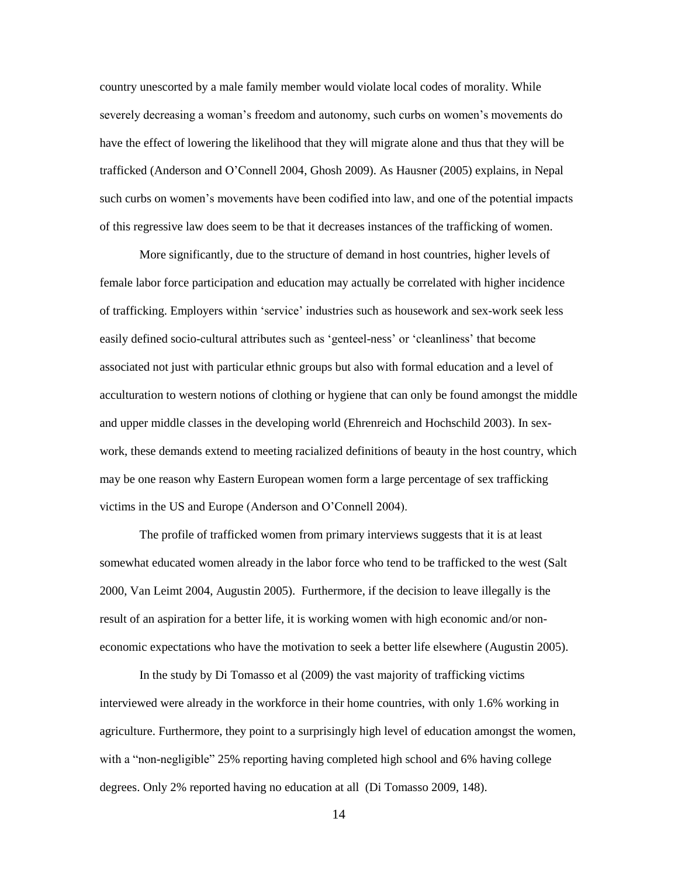country unescorted by a male family member would violate local codes of morality. While severely decreasing a woman's freedom and autonomy, such curbs on women's movements do have the effect of lowering the likelihood that they will migrate alone and thus that they will be trafficked (Anderson and O'Connell 2004, Ghosh 2009). As Hausner (2005) explains, in Nepal such curbs on women's movements have been codified into law, and one of the potential impacts of this regressive law does seem to be that it decreases instances of the trafficking of women.

More significantly, due to the structure of demand in host countries, higher levels of female labor force participation and education may actually be correlated with higher incidence of trafficking. Employers within 'service' industries such as housework and sex-work seek less easily defined socio-cultural attributes such as 'genteel-ness' or 'cleanliness' that become associated not just with particular ethnic groups but also with formal education and a level of acculturation to western notions of clothing or hygiene that can only be found amongst the middle and upper middle classes in the developing world (Ehrenreich and Hochschild 2003). In sex-work, these demands extend to meeting racialized definitions of beauty in the host country, which may be one reason why Eastern European women form a large percentage of sex trafficking victims in the US and Europe (Anderson and O'Connell 2004).

The profile of trafficked women from primary interviews suggests that it is at least somewhat educated women already in the labor force who tend to be trafficked to the west (Salt 2000, Van Leimt 2004, Augustin 2005). Furthermore, if the decision to leave illegally is the result of an aspiration for a better life, it is working women with high economic and/or non-economic expectations who have the motivation to seek a better life elsewhere (Augustin 2005).

In the study by Di Tomasso et al (2009) the vast majority of trafficking victims interviewed were already in the workforce in their home countries, with only 1.6% working in agriculture. Furthermore, they point to a surprisingly high level of education amongst the women, with a "non-negligible" 25% reporting having completed high school and 6% having college degrees. Only 2% reported having no education at all (Di Tomasso 2009, 148).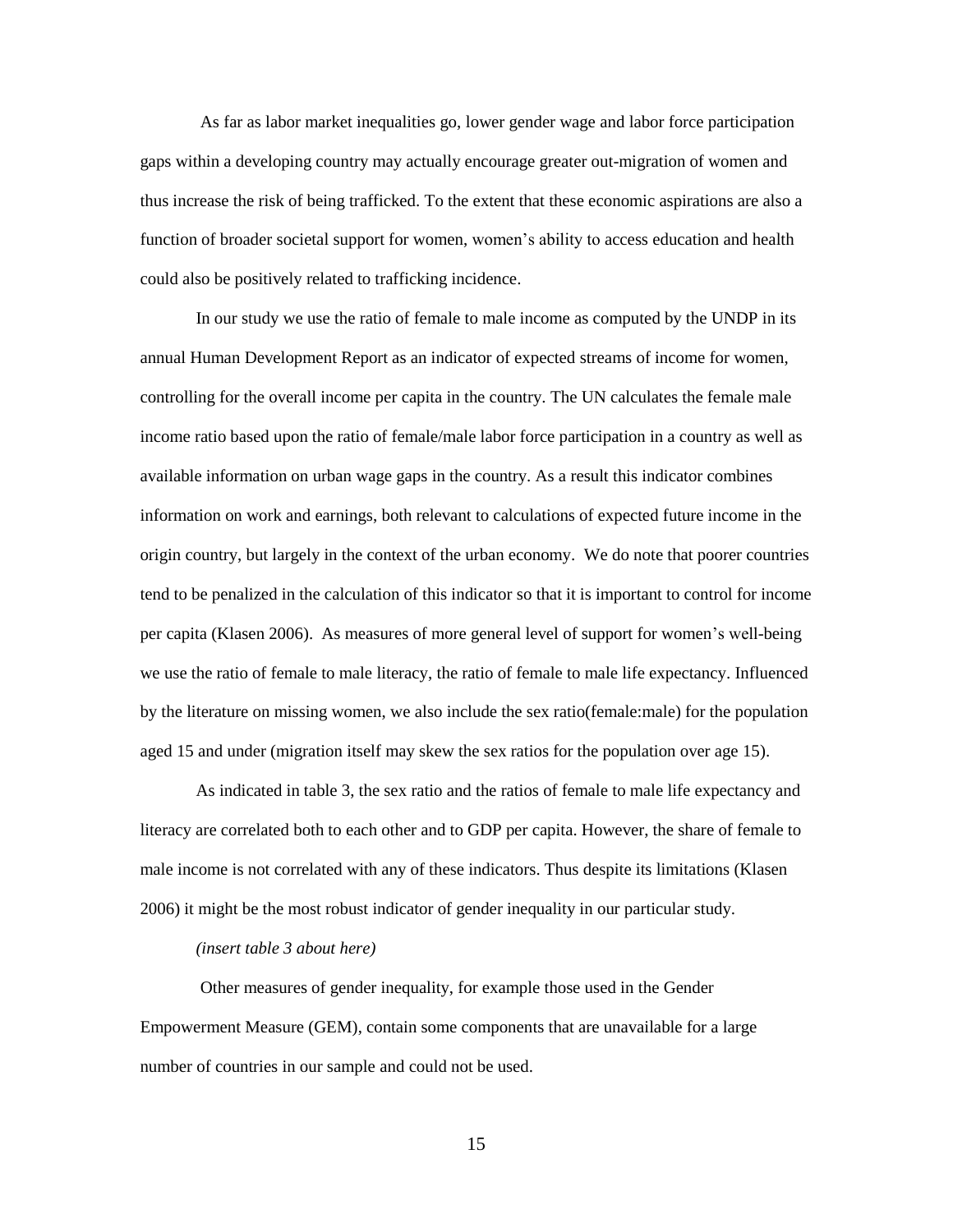As far as labor market inequalities go, lower gender wage and labor force participation gaps within a developing country may actually encourage greater out-migration of women and thus increase the risk of being trafficked. To the extent that these economic aspirations are also a function of broader societal support for women, women's ability to access education and health could also be positively related to trafficking incidence.

In our study we use the ratio of female to male income as computed by the UNDP in its annual Human Development Report as an indicator of expected streams of income for women, controlling for the overall income per capita in the country. The UN calculates the female male income ratio based upon the ratio of female/male labor force participation in a country as well as available information on urban wage gaps in the country. As a result this indicator combines information on work and earnings, both relevant to calculations of expected future income in the origin country, but largely in the context of the urban economy. We do note that poorer countries tend to be penalized in the calculation of this indicator so that it is important to control for income per capita (Klasen 2006). As measures of more general level of support for women's well-being we use the ratio of female to male literacy, the ratio of female to male life expectancy. Influenced by the literature on missing women, we also include the sex ratio(female:male) for the population aged 15 and under (migration itself may skew the sex ratios for the population over age 15).

As indicated in table 3, the sex ratio and the ratios of female to male life expectancy and literacy are correlated both to each other and to GDP per capita. However, the share of female to male income is not correlated with any of these indicators. Thus despite its limitations (Klasen 2006) it might be the most robust indicator of gender inequality in our particular study.

*(insert table 3 about here)*

Other measures of gender inequality, for example those used in the Gender Empowerment Measure (GEM), contain some components that are unavailable for a large number of countries in our sample and could not be used.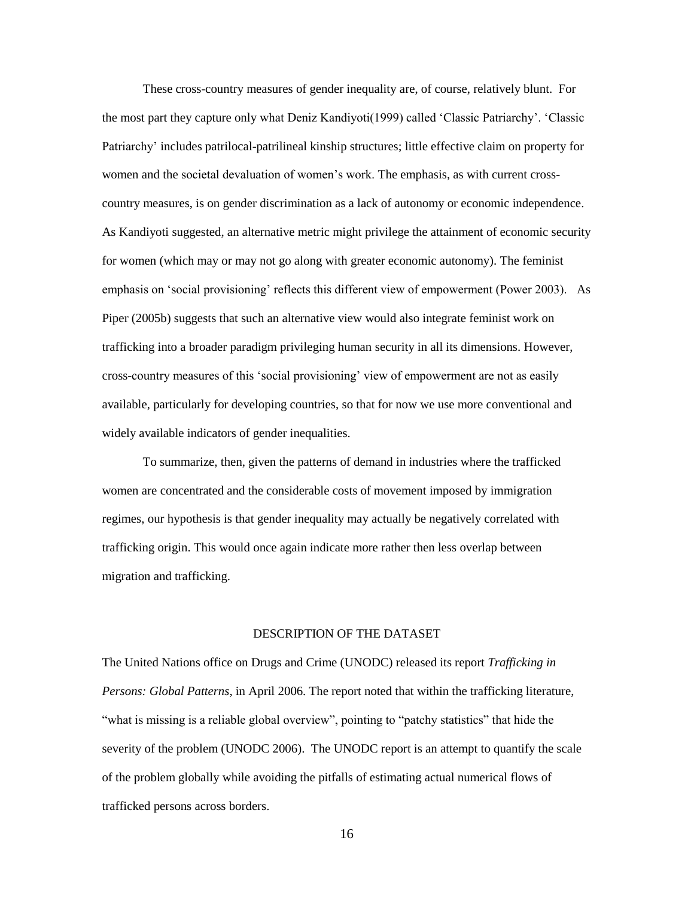These cross-country measures of gender inequality are, of course, relatively blunt. For the most part they capture only what Deniz Kandiyoti(1999) called 'Classic Patriarchy'. 'Classic Patriarchy' includes patrilocal-patrilineal kinship structures; little effective claim on property for women and the societal devaluation of women's work. The emphasis, as with current cross-country measures, is on gender discrimination as a lack of autonomy or economic independence. As Kandiyoti suggested, an alternative metric might privilege the attainment of economic security for women (which may or may not go along with greater economic autonomy). The feminist emphasis on 'social provisioning' reflects this different view of empowerment (Power 2003). As Piper (2005b) suggests that such an alternative view would also integrate feminist work on trafficking into a broader paradigm privileging human security in all its dimensions. However, cross-country measures of this 'social provisioning' view of empowerment are not as easily available, particularly for developing countries, so that for now we use more conventional and widely available indicators of gender inequalities.

To summarize, then, given the patterns of demand in industries where the trafficked women are concentrated and the considerable costs of movement imposed by immigration regimes, our hypothesis is that gender inequality may actually be negatively correlated with trafficking origin. This would once again indicate more rather then less overlap between migration and trafficking.

## DESCRIPTION OF THE DATASET

The United Nations office on Drugs and Crime (UNODC) released its report *Trafficking in Persons: Global Patterns*, in April 2006. The report noted that within the trafficking literature, "what is missing is a reliable global overview", pointing to "patchy statistics" that hide the severity of the problem (UNODC 2006). The UNODC report is an attempt to quantify the scale of the problem globally while avoiding the pitfalls of estimating actual numerical flows of trafficked persons across borders.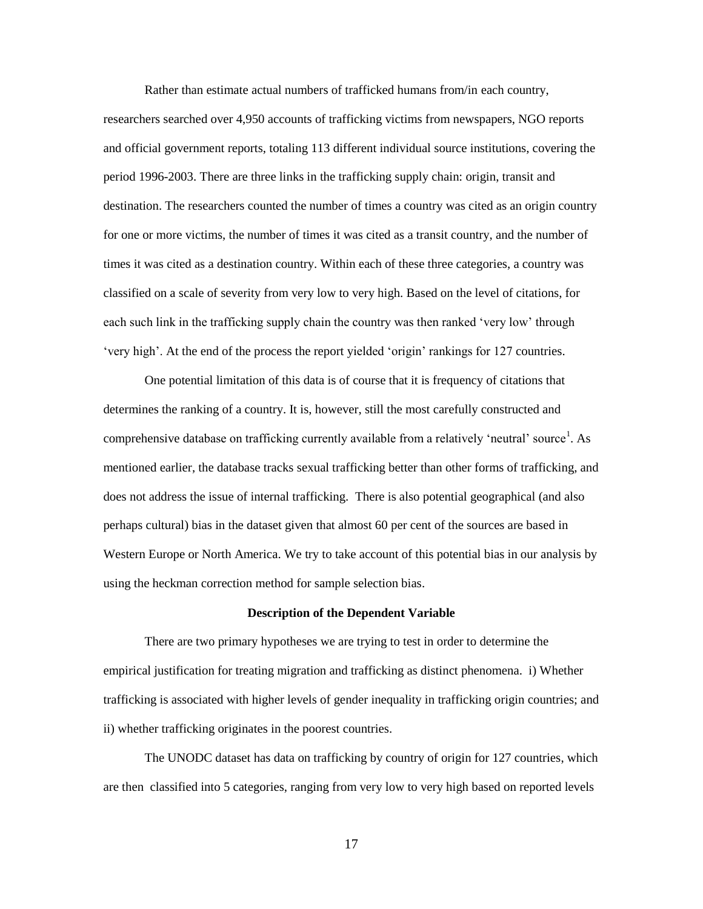Rather than estimate actual numbers of trafficked humans from/in each country, researchers searched over 4,950 accounts of trafficking victims from newspapers, NGO reports and official government reports, totaling 113 different individual source institutions, covering the period 1996-2003. There are three links in the trafficking supply chain: origin, transit and destination. The researchers counted the number of times a country was cited as an origin country for one or more victims, the number of times it was cited as a transit country, and the number of times it was cited as a destination country. Within each of these three categories, a country was classified on a scale of severity from very low to very high. Based on the level of citations, for each such link in the trafficking supply chain the country was then ranked 'very low' through 'very high'. At the end of the process the report yielded 'origin' rankings for 127 countries.

One potential limitation of this data is of course that it is frequency of citations that determines the ranking of a country. It is, however, still the most carefully constructed and comprehensive database on trafficking currently available from a relatively 'neutral' source[1]. As mentioned earlier, the database tracks sexual trafficking better than other forms of trafficking, and does not address the issue of internal trafficking. There is also potential geographical (and also perhaps cultural) bias in the dataset given that almost 60 per cent of the sources are based in Western Europe or North America. We try to take account of this potential bias in our analysis by using the heckman correction method for sample selection bias.

## Description of the Dependent Variable

There are two primary hypotheses we are trying to test in order to determine the empirical justification for treating migration and trafficking as distinct phenomena. i) Whether trafficking is associated with higher levels of gender inequality in trafficking origin countries; and ii) whether trafficking originates in the poorest countries.

The UNODC dataset has data on trafficking by country of origin for 127 countries, which are then classified into 5 categories, ranging from very low to very high based on reported levels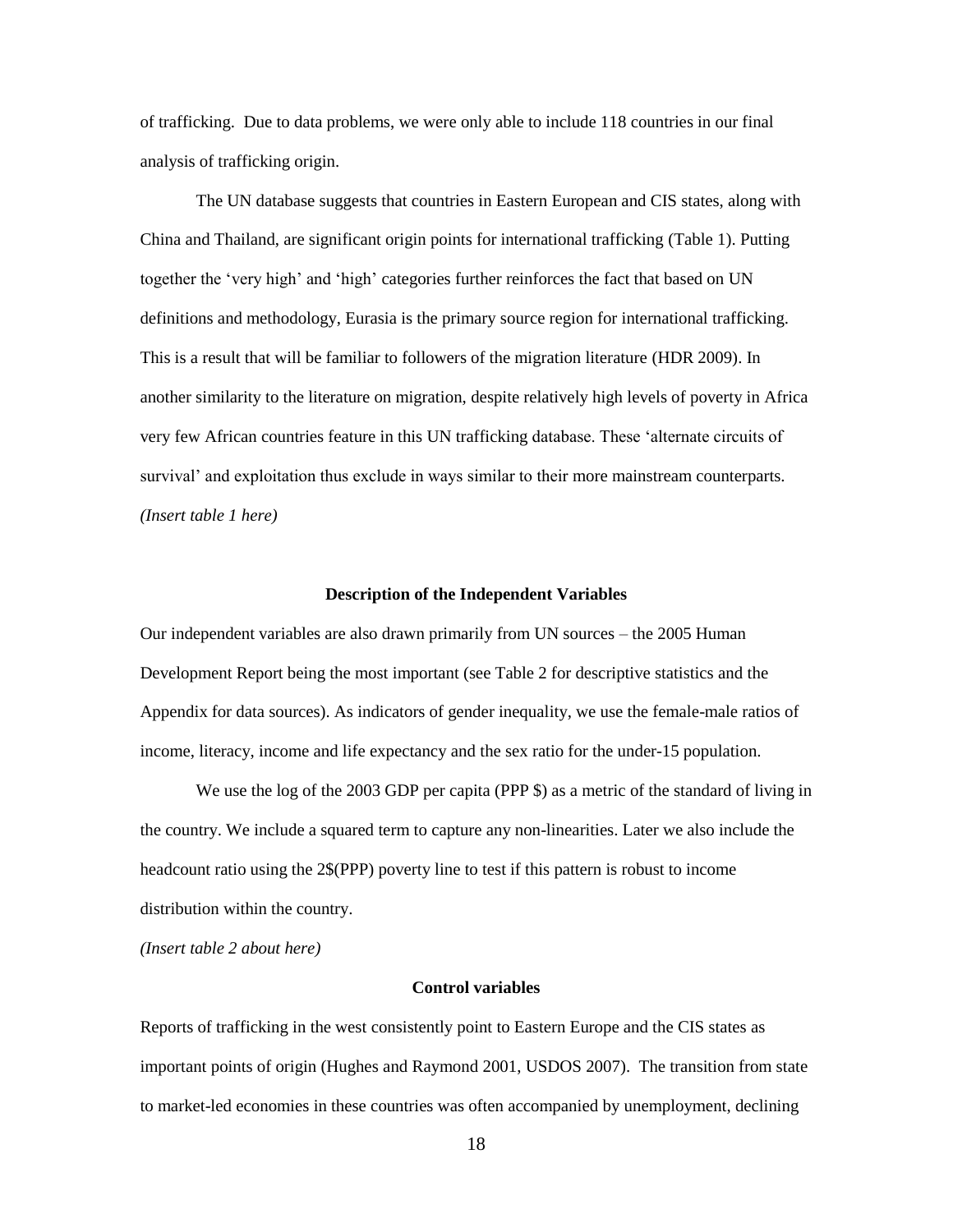of trafficking. Due to data problems, we were only able to include 118 countries in our final analysis of trafficking origin.

The UN database suggests that countries in Eastern European and CIS states, along with China and Thailand, are significant origin points for international trafficking (Table 1). Putting together the 'very high' and 'high' categories further reinforces the fact that based on UN definitions and methodology, Eurasia is the primary source region for international trafficking. This is a result that will be familiar to followers of the migration literature (HDR 2009). In another similarity to the literature on migration, despite relatively high levels of poverty in Africa very few African countries feature in this UN trafficking database. These 'alternate circuits of survival' and exploitation thus exclude in ways similar to their more mainstream counterparts.

*(Insert table 1 here)*

### Description of the Independent Variables

Our independent variables are also drawn primarily from UN sources – the 2005 Human Development Report being the most important (see Table 2 for descriptive statistics and the Appendix for data sources). As indicators of gender inequality, we use the female-male ratios of income, literacy, income and life expectancy and the sex ratio for the under-15 population.

We use the log of the 2003 GDP per capita (PPP $) as a metric of the standard of living in the country. We include a squared term to capture any non-linearities. Later we also include the headcount ratio using the 2$(PPP) poverty line to test if this pattern is robust to income distribution within the country.

*(Insert table 2 about here)*

### Control variables

Reports of trafficking in the west consistently point to Eastern Europe and the CIS states as important points of origin (Hughes and Raymond 2001, USDOS 2007). The transition from state to market-led economies in these countries was often accompanied by unemployment, declining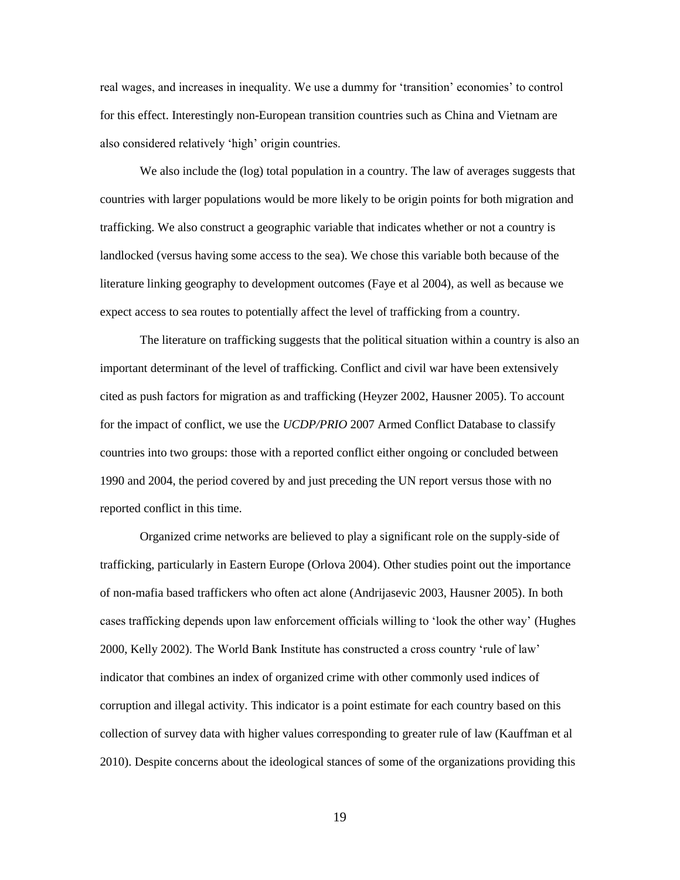real wages, and increases in inequality. We use a dummy for 'transition' economies' to control for this effect. Interestingly non-European transition countries such as China and Vietnam are also considered relatively 'high' origin countries.

We also include the (log) total population in a country. The law of averages suggests that countries with larger populations would be more likely to be origin points for both migration and trafficking. We also construct a geographic variable that indicates whether or not a country is landlocked (versus having some access to the sea). We chose this variable both because of the literature linking geography to development outcomes (Faye et al 2004), as well as because we expect access to sea routes to potentially affect the level of trafficking from a country.

The literature on trafficking suggests that the political situation within a country is also an important determinant of the level of trafficking. Conflict and civil war have been extensively cited as push factors for migration as and trafficking (Heyzer 2002, Hausner 2005). To account for the impact of conflict, we use the *UCDP/PRIO* 2007 Armed Conflict Database to classify countries into two groups: those with a reported conflict either ongoing or concluded between 1990 and 2004, the period covered by and just preceding the UN report versus those with no reported conflict in this time.

Organized crime networks are believed to play a significant role on the supply-side of trafficking, particularly in Eastern Europe (Orlova 2004). Other studies point out the importance of non-mafia based traffickers who often act alone (Andrijasevic 2003, Hausner 2005). In both cases trafficking depends upon law enforcement officials willing to 'look the other way' (Hughes 2000, Kelly 2002). The World Bank Institute has constructed a cross country 'rule of law' indicator that combines an index of organized crime with other commonly used indices of corruption and illegal activity. This indicator is a point estimate for each country based on this collection of survey data with higher values corresponding to greater rule of law (Kauffman et al 2010). Despite concerns about the ideological stances of some of the organizations providing this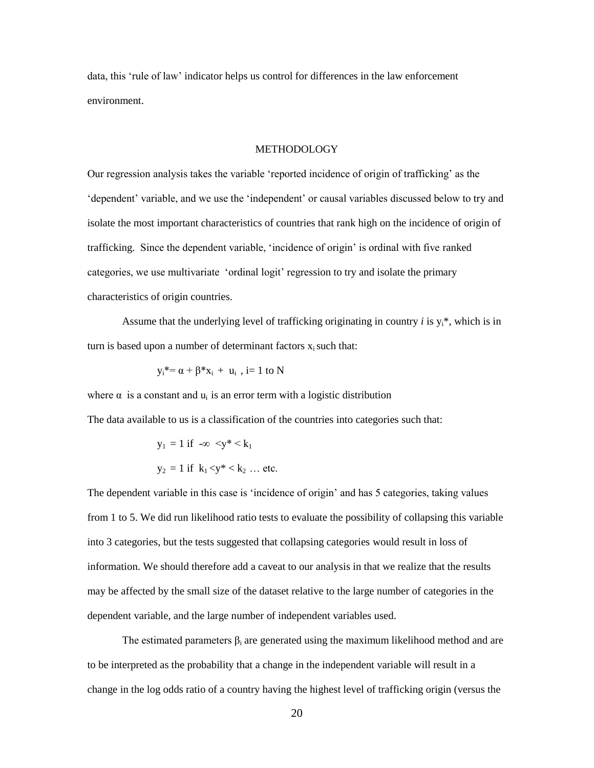data, this 'rule of law' indicator helps us control for differences in the law enforcement environment.

## METHODOLOGY

Our regression analysis takes the variable 'reported incidence of origin of trafficking' as the 'dependent' variable, and we use the 'independent' or causal variables discussed below to try and isolate the most important characteristics of countries that rank high on the incidence of origin of trafficking. Since the dependent variable, 'incidence of origin' is ordinal with five ranked categories, we use multivariate 'ordinal logit' regression to try and isolate the primary characteristics of origin countries.

Assume that the underlying level of trafficking originating in country *i* is $y_i^*$, which is in turn is based upon a number of determinant factors $x_i$ such that:

$$y_i^* = \alpha + \beta^* x_i + u_i \ , \ i = 1 \text{ to } N$$

where $\alpha$ is a constant and $u_i$ is an error term with a logistic distribution

The data available to us is a classification of the countries into categories such that:

$$y_1 = 1 \text{ if } -\infty < y^* < k_1$$

$$y_2 = 1 \text{ if } k_1 < y^* < k_2 \ \ldots \text{ etc.}$$

The dependent variable in this case is 'incidence of origin' and has 5 categories, taking values from 1 to 5. We did run likelihood ratio tests to evaluate the possibility of collapsing this variable into 3 categories, but the tests suggested that collapsing categories would result in loss of information. We should therefore add a caveat to our analysis in that we realize that the results may be affected by the small size of the dataset relative to the large number of categories in the dependent variable, and the large number of independent variables used.

The estimated parameters $\beta_i$ are generated using the maximum likelihood method and are to be interpreted as the probability that a change in the independent variable will result in a change in the log odds ratio of a country having the highest level of trafficking origin (versus the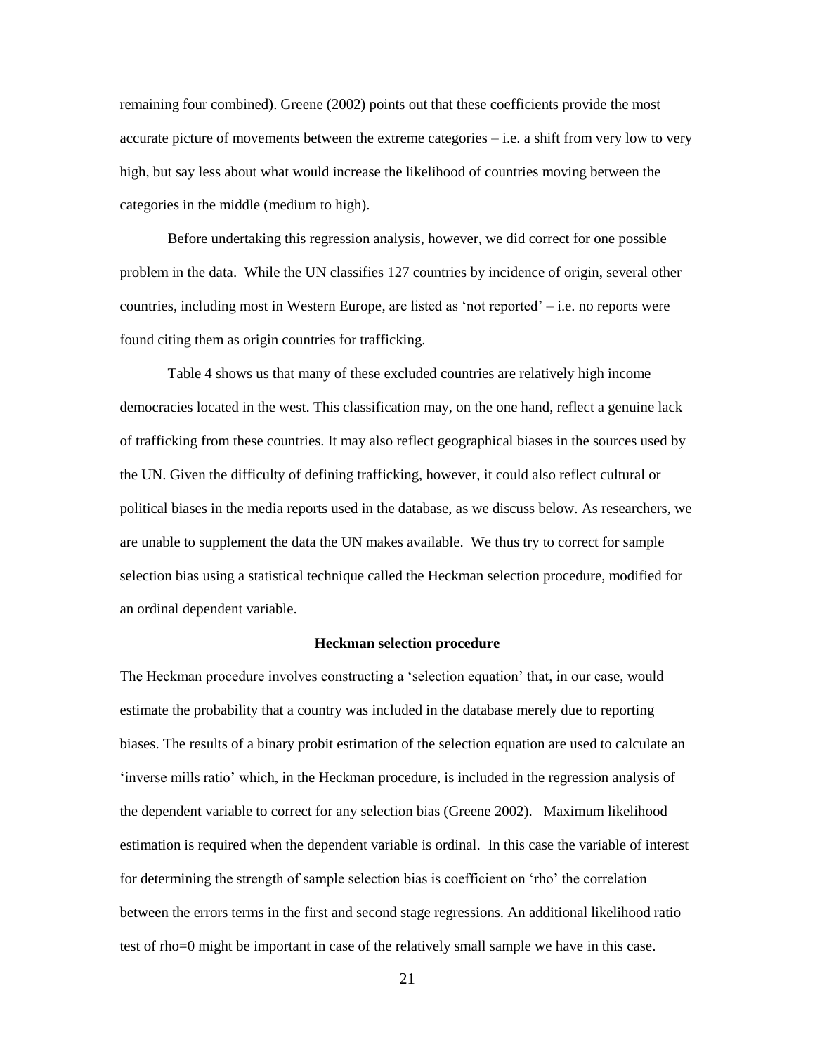remaining four combined). Greene (2002) points out that these coefficients provide the most accurate picture of movements between the extreme categories – i.e. a shift from very low to very high, but say less about what would increase the likelihood of countries moving between the categories in the middle (medium to high).

Before undertaking this regression analysis, however, we did correct for one possible problem in the data. While the UN classifies 127 countries by incidence of origin, several other countries, including most in Western Europe, are listed as 'not reported' – i.e. no reports were found citing them as origin countries for trafficking.

Table 4 shows us that many of these excluded countries are relatively high income democracies located in the west. This classification may, on the one hand, reflect a genuine lack of trafficking from these countries. It may also reflect geographical biases in the sources used by the UN. Given the difficulty of defining trafficking, however, it could also reflect cultural or political biases in the media reports used in the database, as we discuss below. As researchers, we are unable to supplement the data the UN makes available. We thus try to correct for sample selection bias using a statistical technique called the Heckman selection procedure, modified for an ordinal dependent variable.

### Heckman selection procedure

The Heckman procedure involves constructing a 'selection equation' that, in our case, would estimate the probability that a country was included in the database merely due to reporting biases. The results of a binary probit estimation of the selection equation are used to calculate an 'inverse mills ratio' which, in the Heckman procedure, is included in the regression analysis of the dependent variable to correct for any selection bias (Greene 2002). Maximum likelihood estimation is required when the dependent variable is ordinal. In this case the variable of interest for determining the strength of sample selection bias is coefficient on 'rho' the correlation between the errors terms in the first and second stage regressions. An additional likelihood ratio test of rho=0 might be important in case of the relatively small sample we have in this case.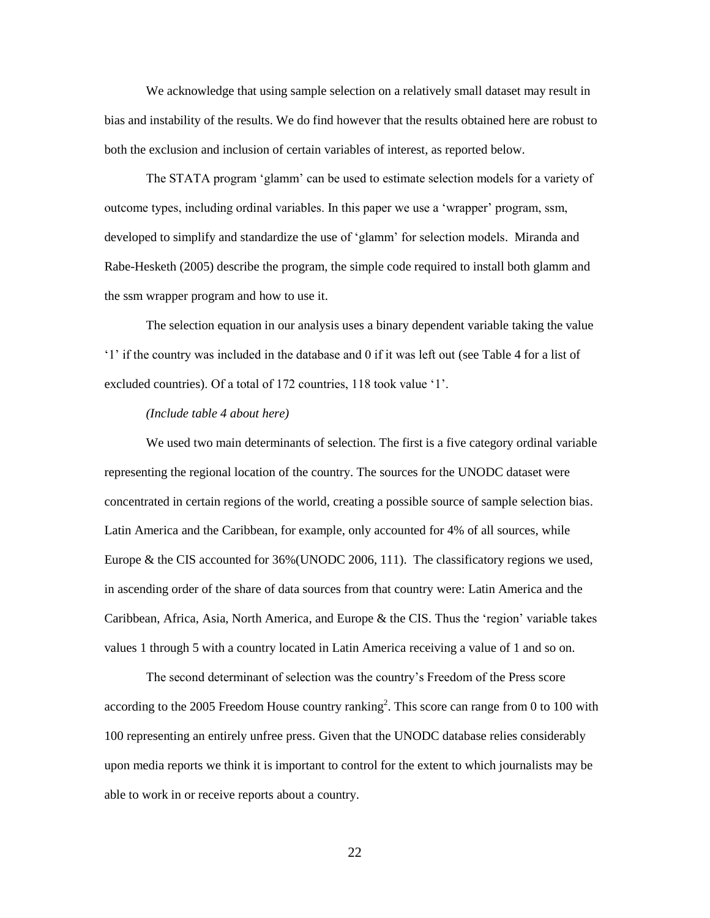We acknowledge that using sample selection on a relatively small dataset may result in bias and instability of the results. We do find however that the results obtained here are robust to both the exclusion and inclusion of certain variables of interest, as reported below.

The STATA program 'glamm' can be used to estimate selection models for a variety of outcome types, including ordinal variables. In this paper we use a 'wrapper' program, ssm, developed to simplify and standardize the use of 'glamm' for selection models. Miranda and Rabe-Hesketh (2005) describe the program, the simple code required to install both glamm and the ssm wrapper program and how to use it.

The selection equation in our analysis uses a binary dependent variable taking the value '1' if the country was included in the database and 0 if it was left out (see Table 4 for a list of excluded countries). Of a total of 172 countries, 118 took value '1'.

*(Include table 4 about here)*

We used two main determinants of selection. The first is a five category ordinal variable representing the regional location of the country. The sources for the UNODC dataset were concentrated in certain regions of the world, creating a possible source of sample selection bias. Latin America and the Caribbean, for example, only accounted for 4% of all sources, while Europe & the CIS accounted for 36%(UNODC 2006, 111). The classificatory regions we used, in ascending order of the share of data sources from that country were: Latin America and the Caribbean, Africa, Asia, North America, and Europe & the CIS. Thus the 'region' variable takes values 1 through 5 with a country located in Latin America receiving a value of 1 and so on.

The second determinant of selection was the country's Freedom of the Press score according to the 2005 Freedom House country ranking[2]. This score can range from 0 to 100 with 100 representing an entirely unfree press. Given that the UNODC database relies considerably upon media reports we think it is important to control for the extent to which journalists may be able to work in or receive reports about a country.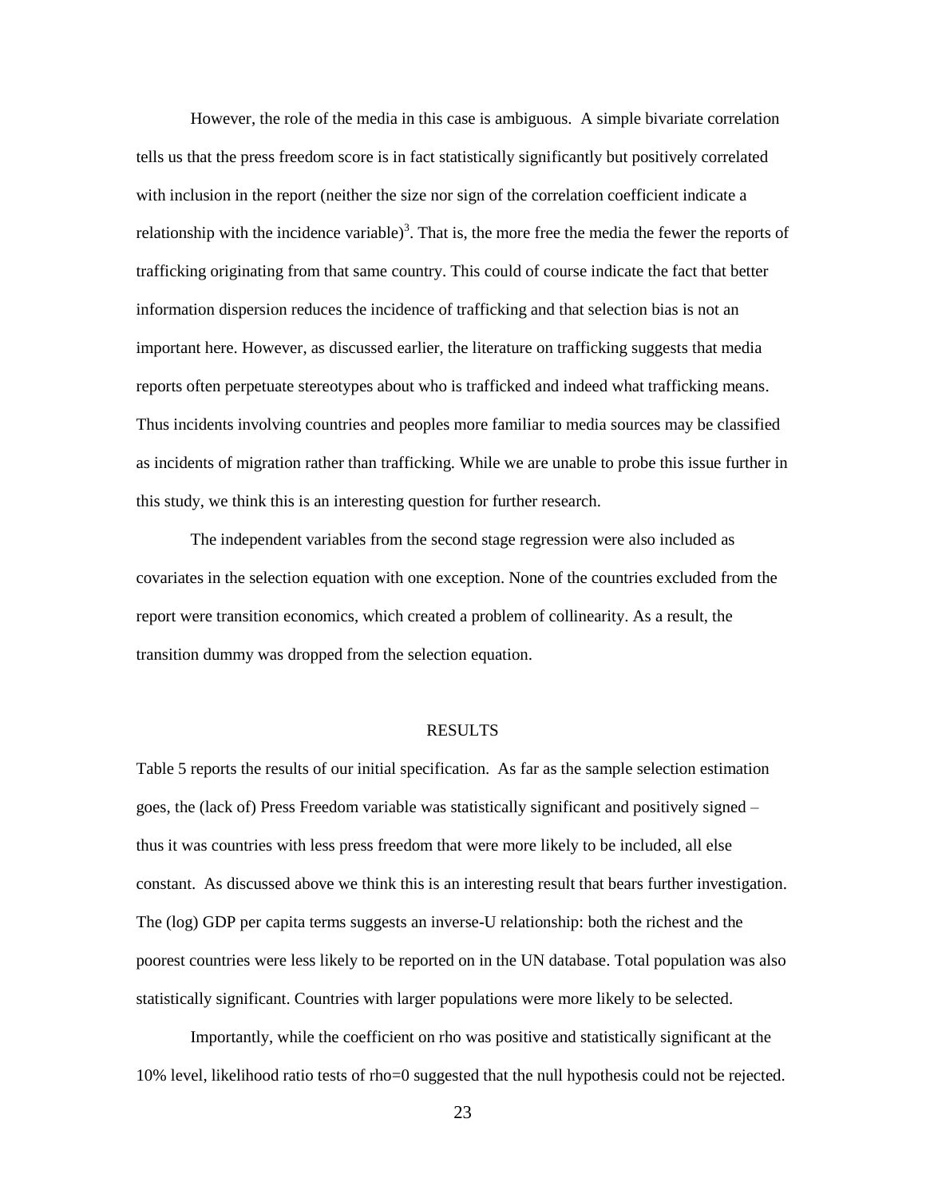However, the role of the media in this case is ambiguous. A simple bivariate correlation tells us that the press freedom score is in fact statistically significantly but positively correlated with inclusion in the report (neither the size nor sign of the correlation coefficient indicate a relationship with the incidence variable)[3]. That is, the more free the media the fewer the reports of trafficking originating from that same country. This could of course indicate the fact that better information dispersion reduces the incidence of trafficking and that selection bias is not an important here. However, as discussed earlier, the literature on trafficking suggests that media reports often perpetuate stereotypes about who is trafficked and indeed what trafficking means. Thus incidents involving countries and peoples more familiar to media sources may be classified as incidents of migration rather than trafficking. While we are unable to probe this issue further in this study, we think this is an interesting question for further research.

The independent variables from the second stage regression were also included as covariates in the selection equation with one exception. None of the countries excluded from the report were transition economics, which created a problem of collinearity. As a result, the transition dummy was dropped from the selection equation.

## RESULTS

Table 5 reports the results of our initial specification. As far as the sample selection estimation goes, the (lack of) Press Freedom variable was statistically significant and positively signed – thus it was countries with less press freedom that were more likely to be included, all else constant. As discussed above we think this is an interesting result that bears further investigation. The (log) GDP per capita terms suggests an inverse-U relationship: both the richest and the poorest countries were less likely to be reported on in the UN database. Total population was also statistically significant. Countries with larger populations were more likely to be selected.

Importantly, while the coefficient on rho was positive and statistically significant at the 10% level, likelihood ratio tests of rho=0 suggested that the null hypothesis could not be rejected.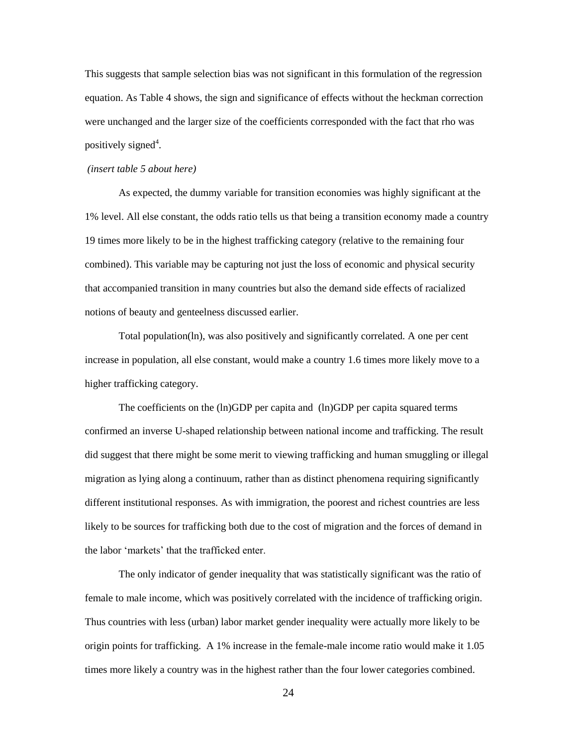This suggests that sample selection bias was not significant in this formulation of the regression equation. As Table 4 shows, the sign and significance of effects without the heckman correction were unchanged and the larger size of the coefficients corresponded with the fact that rho was positively signed[4].

*(insert table 5 about here)*

As expected, the dummy variable for transition economies was highly significant at the 1% level. All else constant, the odds ratio tells us that being a transition economy made a country 19 times more likely to be in the highest trafficking category (relative to the remaining four combined). This variable may be capturing not just the loss of economic and physical security that accompanied transition in many countries but also the demand side effects of racialized notions of beauty and genteelness discussed earlier.

Total population(ln), was also positively and significantly correlated. A one per cent increase in population, all else constant, would make a country 1.6 times more likely move to a higher trafficking category.

The coefficients on the (ln)GDP per capita and (ln)GDP per capita squared terms confirmed an inverse U-shaped relationship between national income and trafficking. The result did suggest that there might be some merit to viewing trafficking and human smuggling or illegal migration as lying along a continuum, rather than as distinct phenomena requiring significantly different institutional responses. As with immigration, the poorest and richest countries are less likely to be sources for trafficking both due to the cost of migration and the forces of demand in the labor 'markets' that the trafficked enter.

The only indicator of gender inequality that was statistically significant was the ratio of female to male income, which was positively correlated with the incidence of trafficking origin. Thus countries with less (urban) labor market gender inequality were actually more likely to be origin points for trafficking. A 1% increase in the female-male income ratio would make it 1.05 times more likely a country was in the highest rather than the four lower categories combined.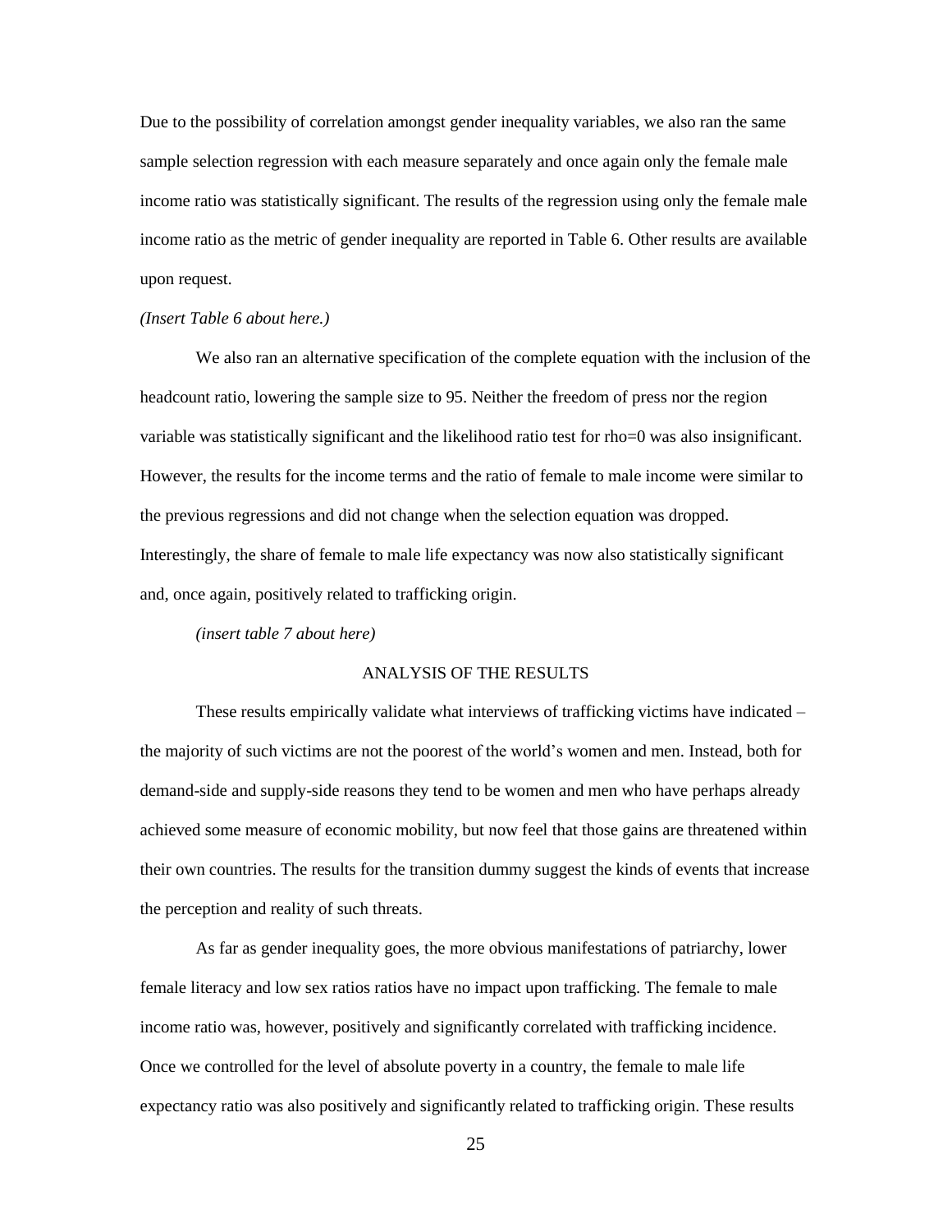Due to the possibility of correlation amongst gender inequality variables, we also ran the same sample selection regression with each measure separately and once again only the female male income ratio was statistically significant. The results of the regression using only the female male income ratio as the metric of gender inequality are reported in Table 6. Other results are available upon request.

*(Insert Table 6 about here.)*

We also ran an alternative specification of the complete equation with the inclusion of the headcount ratio, lowering the sample size to 95. Neither the freedom of press nor the region variable was statistically significant and the likelihood ratio test for rho=0 was also insignificant. However, the results for the income terms and the ratio of female to male income were similar to the previous regressions and did not change when the selection equation was dropped. Interestingly, the share of female to male life expectancy was now also statistically significant and, once again, positively related to trafficking origin.

*(insert table 7 about here)*

## ANALYSIS OF THE RESULTS

These results empirically validate what interviews of trafficking victims have indicated – the majority of such victims are not the poorest of the world's women and men. Instead, both for demand-side and supply-side reasons they tend to be women and men who have perhaps already achieved some measure of economic mobility, but now feel that those gains are threatened within their own countries. The results for the transition dummy suggest the kinds of events that increase the perception and reality of such threats.

As far as gender inequality goes, the more obvious manifestations of patriarchy, lower female literacy and low sex ratios ratios have no impact upon trafficking. The female to male income ratio was, however, positively and significantly correlated with trafficking incidence. Once we controlled for the level of absolute poverty in a country, the female to male life expectancy ratio was also positively and significantly related to trafficking origin. These results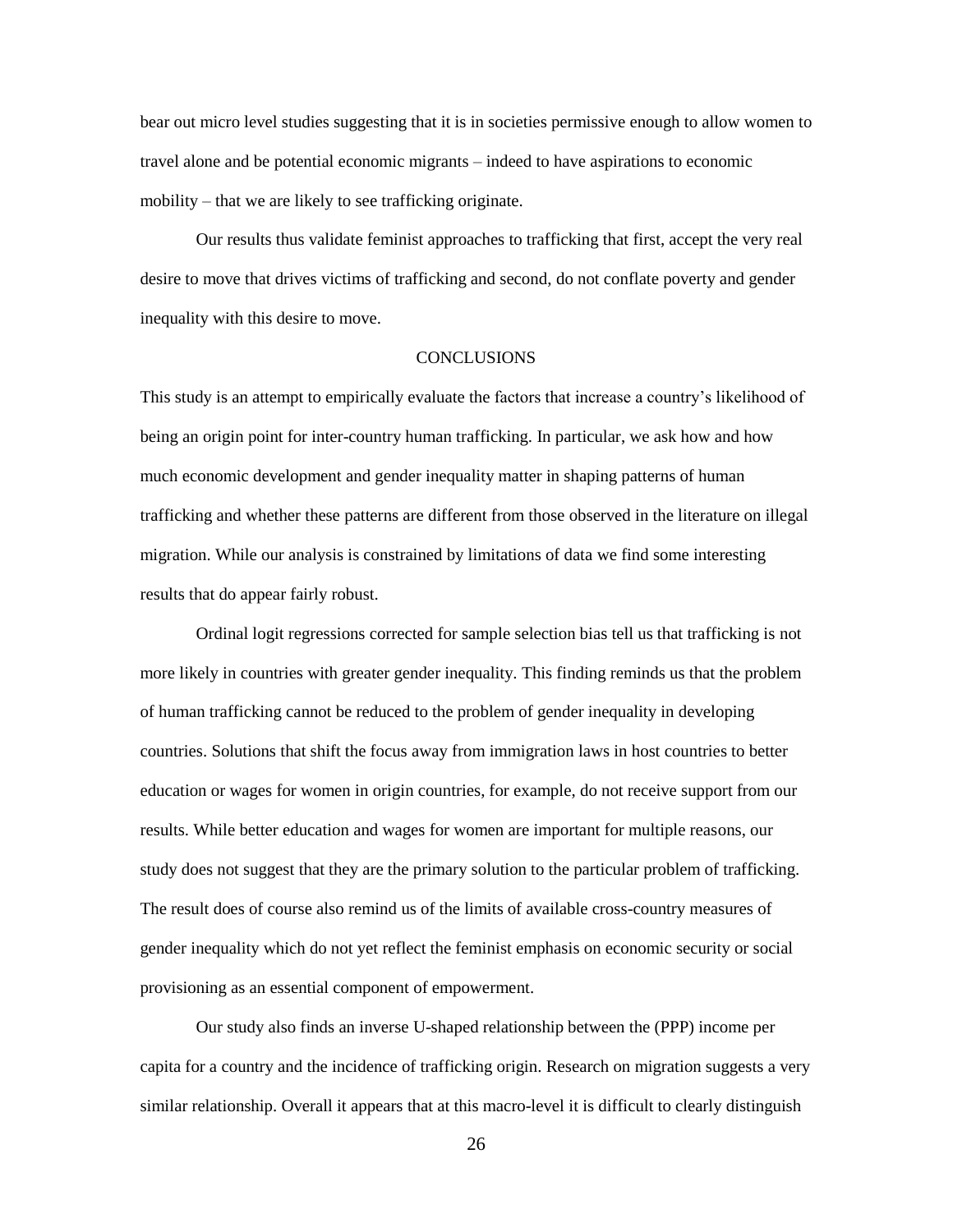bear out micro level studies suggesting that it is in societies permissive enough to allow women to travel alone and be potential economic migrants – indeed to have aspirations to economic mobility – that we are likely to see trafficking originate.

Our results thus validate feminist approaches to trafficking that first, accept the very real desire to move that drives victims of trafficking and second, do not conflate poverty and gender inequality with this desire to move.

## CONCLUSIONS

This study is an attempt to empirically evaluate the factors that increase a country's likelihood of being an origin point for inter-country human trafficking. In particular, we ask how and how much economic development and gender inequality matter in shaping patterns of human trafficking and whether these patterns are different from those observed in the literature on illegal migration. While our analysis is constrained by limitations of data we find some interesting results that do appear fairly robust.

Ordinal logit regressions corrected for sample selection bias tell us that trafficking is not more likely in countries with greater gender inequality. This finding reminds us that the problem of human trafficking cannot be reduced to the problem of gender inequality in developing countries. Solutions that shift the focus away from immigration laws in host countries to better education or wages for women in origin countries, for example, do not receive support from our results. While better education and wages for women are important for multiple reasons, our study does not suggest that they are the primary solution to the particular problem of trafficking. The result does of course also remind us of the limits of available cross-country measures of gender inequality which do not yet reflect the feminist emphasis on economic security or social provisioning as an essential component of empowerment.

Our study also finds an inverse U-shaped relationship between the (PPP) income per capita for a country and the incidence of trafficking origin. Research on migration suggests a very similar relationship. Overall it appears that at this macro-level it is difficult to clearly distinguish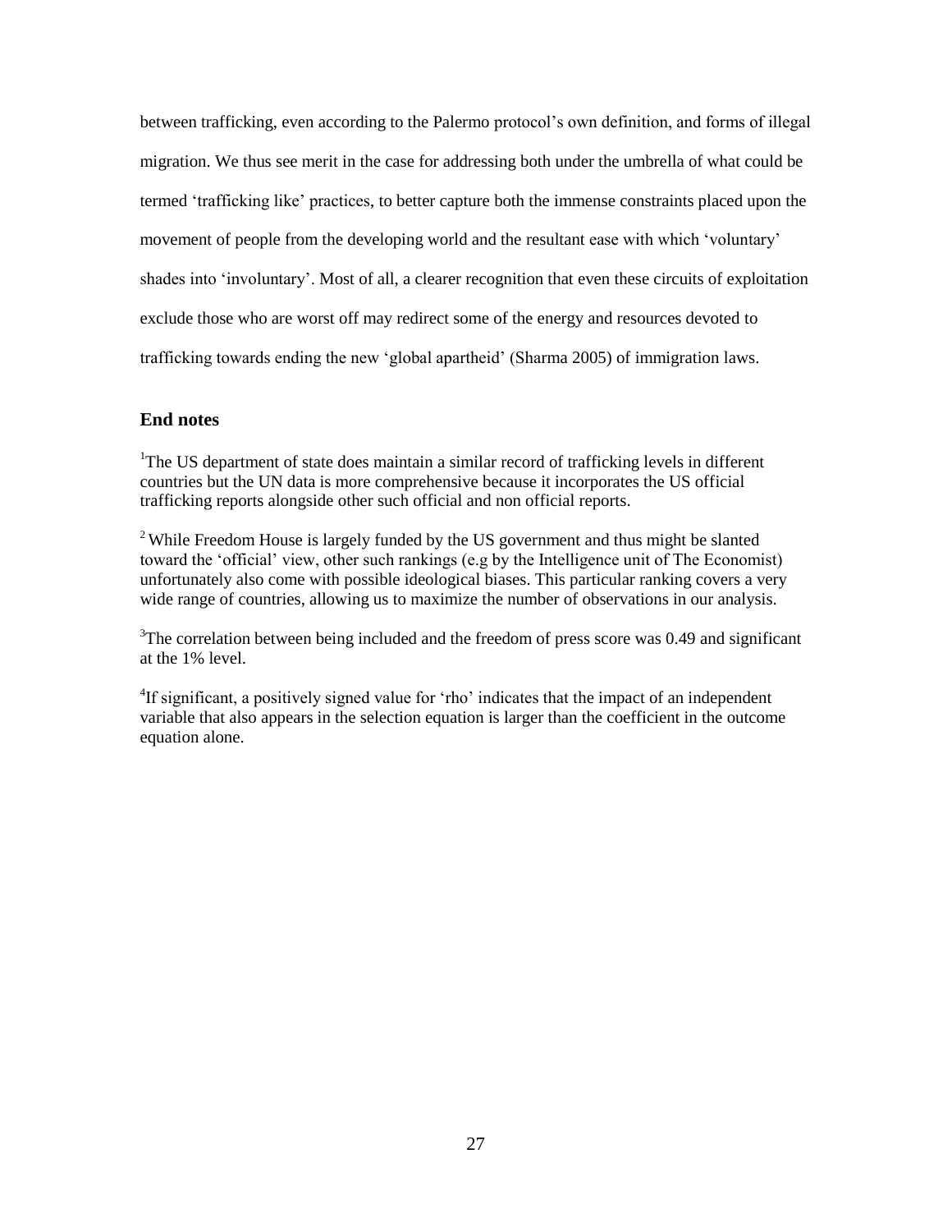between trafficking, even according to the Palermo protocol's own definition, and forms of illegal migration. We thus see merit in the case for addressing both under the umbrella of what could be termed 'trafficking like' practices, to better capture both the immense constraints placed upon the movement of people from the developing world and the resultant ease with which 'voluntary' shades into 'involuntary'. Most of all, a clearer recognition that even these circuits of exploitation exclude those who are worst off may redirect some of the energy and resources devoted to trafficking towards ending the new 'global apartheid' (Sharma 2005) of immigration laws.

## End notes

[1]The US department of state does maintain a similar record of trafficking levels in different countries but the UN data is more comprehensive because it incorporates the US official trafficking reports alongside other such official and non official reports.

[2] While Freedom House is largely funded by the US government and thus might be slanted toward the 'official' view, other such rankings (e.g by the Intelligence unit of The Economist) unfortunately also come with possible ideological biases. This particular ranking covers a very wide range of countries, allowing us to maximize the number of observations in our analysis.

[3]The correlation between being included and the freedom of press score was 0.49 and significant at the 1% level.

[4]If significant, a positively signed value for 'rho' indicates that the impact of an independent variable that also appears in the selection equation is larger than the coefficient in the outcome equation alone.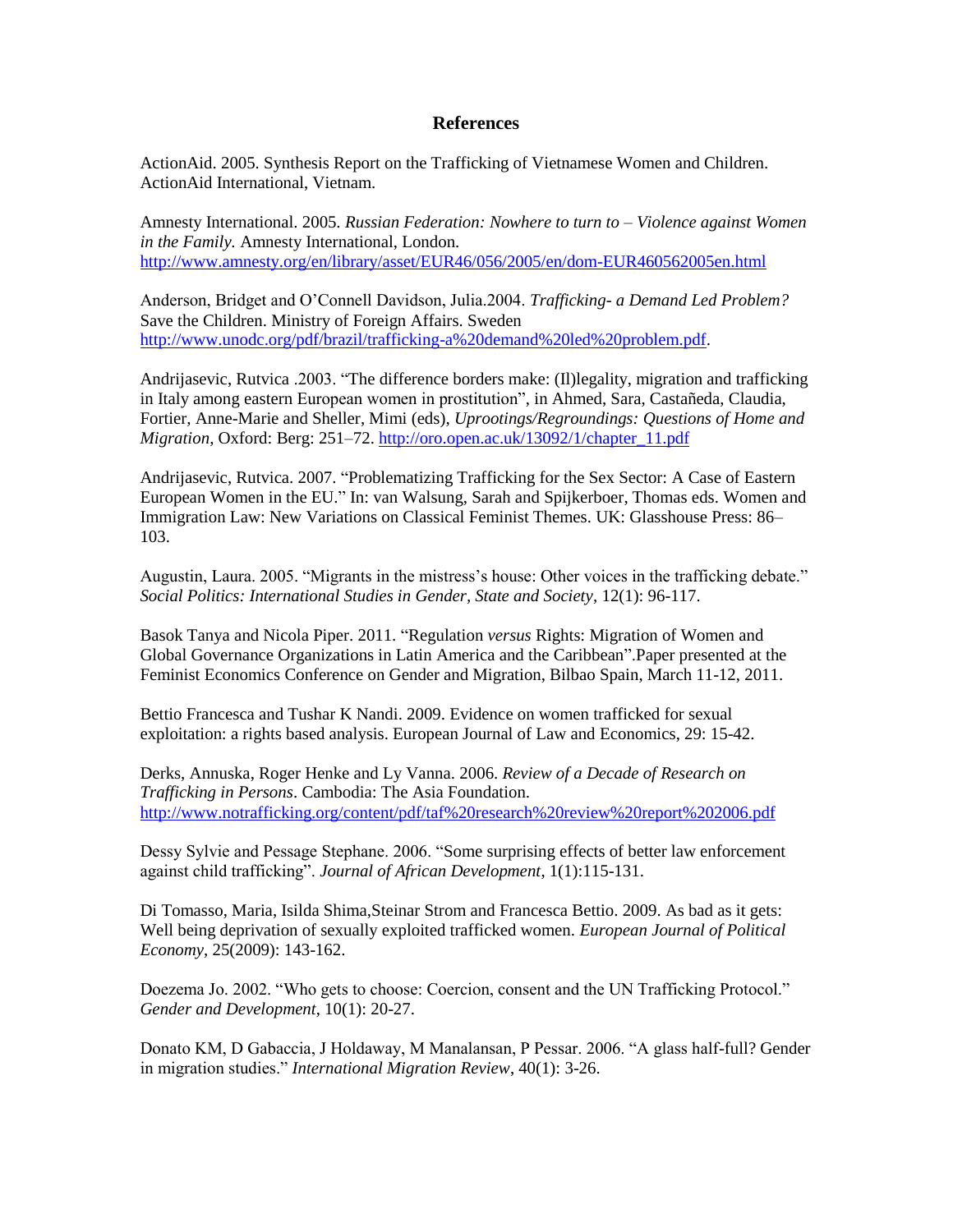# References

ActionAid. 2005. Synthesis Report on the Trafficking of Vietnamese Women and Children. ActionAid International, Vietnam.

Amnesty International. 2005. *Russian Federation: Nowhere to turn to – Violence against Women in the Family.* Amnesty International, London. http://www.amnesty.org/en/library/asset/EUR46/056/2005/en/dom-EUR460562005en.html

Anderson, Bridget and O'Connell Davidson, Julia.2004. *Trafficking- a Demand Led Problem?* Save the Children. Ministry of Foreign Affairs. Sweden http://www.unodc.org/pdf/brazil/trafficking-a%20demand%20led%20problem.pdf.

Andrijasevic, Rutvica .2003. "The difference borders make: (Il)legality, migration and trafficking in Italy among eastern European women in prostitution", in Ahmed, Sara, Castañeda, Claudia, Fortier, Anne-Marie and Sheller, Mimi (eds), *Uprootings/Regroundings: Questions of Home and Migration*, Oxford: Berg: 251–72. http://oro.open.ac.uk/13092/1/chapter_11.pdf

Andrijasevic, Rutvica. 2007. "Problematizing Trafficking for the Sex Sector: A Case of Eastern European Women in the EU." In: van Walsung, Sarah and Spijkerboer, Thomas eds. Women and Immigration Law: New Variations on Classical Feminist Themes. UK: Glasshouse Press: 86–103.

Augustin, Laura. 2005. "Migrants in the mistress's house: Other voices in the trafficking debate." *Social Politics: International Studies in Gender, State and Society*, 12(1): 96-117.

Basok Tanya and Nicola Piper. 2011. "Regulation *versus* Rights: Migration of Women and Global Governance Organizations in Latin America and the Caribbean".Paper presented at the Feminist Economics Conference on Gender and Migration, Bilbao Spain, March 11-12, 2011.

Bettio Francesca and Tushar K Nandi. 2009. Evidence on women trafficked for sexual exploitation: a rights based analysis. European Journal of Law and Economics, 29: 15-42.

Derks, Annuska, Roger Henke and Ly Vanna. 2006. *Review of a Decade of Research on Trafficking in Persons*. Cambodia: The Asia Foundation. http://www.notrafficking.org/content/pdf/taf%20research%20review%20report%202006.pdf

Dessy Sylvie and Pessage Stephane. 2006. "Some surprising effects of better law enforcement against child trafficking". *Journal of African Development*, 1(1):115-131.

Di Tomasso, Maria, Isilda Shima,Steinar Strom and Francesca Bettio. 2009. As bad as it gets: Well being deprivation of sexually exploited trafficked women. *European Journal of Political Economy*, 25(2009): 143-162.

Doezema Jo. 2002. "Who gets to choose: Coercion, consent and the UN Trafficking Protocol." *Gender and Development*, 10(1): 20-27.

Donato KM, D Gabaccia, J Holdaway, M Manalansan, P Pessar. 2006. "A glass half-full? Gender in migration studies." *International Migration Review*, 40(1): 3-26.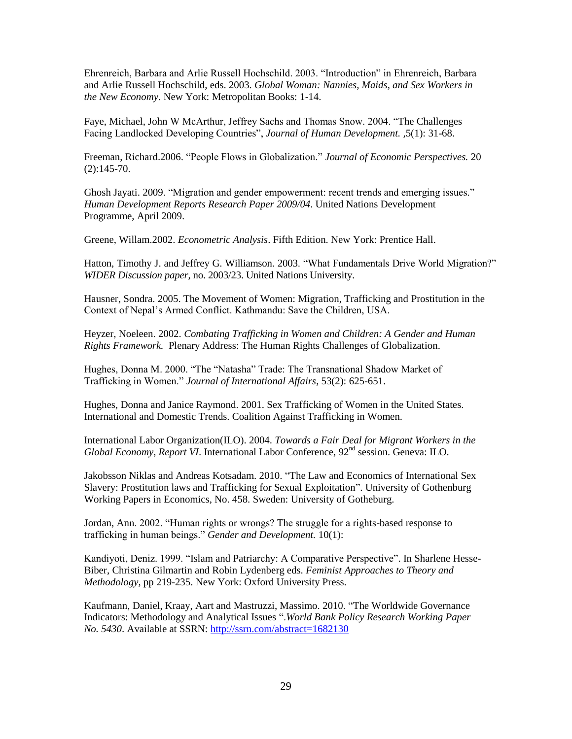Ehrenreich, Barbara and Arlie Russell Hochschild. 2003. “Introduction” in Ehrenreich, Barbara and Arlie Russell Hochschild, eds. 2003. *Global Woman: Nannies, Maids, and Sex Workers in the New Economy*. New York: Metropolitan Books: 1-14.

Faye, Michael, John W McArthur, Jeffrey Sachs and Thomas Snow. 2004. “The Challenges Facing Landlocked Developing Countries”, *Journal of Human Development.* ,5(1): 31-68.

Freeman, Richard.2006. “People Flows in Globalization.” *Journal of Economic Perspectives.* 20 (2):145-70.

Ghosh Jayati. 2009. “Migration and gender empowerment: recent trends and emerging issues.” *Human Development Reports Research Paper 2009/04*. United Nations Development Programme, April 2009.

Greene, Willam.2002. *Econometric Analysis*. Fifth Edition. New York: Prentice Hall.

Hatton, Timothy J. and Jeffrey G. Williamson. 2003. “What Fundamentals Drive World Migration?” *WIDER Discussion paper*, no. 2003/23. United Nations University.

Hausner, Sondra. 2005. The Movement of Women: Migration, Trafficking and Prostitution in the Context of Nepal’s Armed Conflict. Kathmandu: Save the Children, USA.

Heyzer, Noeleen. 2002. *Combating Trafficking in Women and Children: A Gender and Human Rights Framework.* Plenary Address: The Human Rights Challenges of Globalization.

Hughes, Donna M. 2000. “The “Natasha” Trade: The Transnational Shadow Market of Trafficking in Women.” *Journal of International Affairs*, 53(2): 625-651.

Hughes, Donna and Janice Raymond. 2001. Sex Trafficking of Women in the United States. International and Domestic Trends. Coalition Against Trafficking in Women.

International Labor Organization(ILO). 2004. *Towards a Fair Deal for Migrant Workers in the Global Economy, Report VI*. International Labor Conference, 92nd session. Geneva: ILO.

Jakobsson Niklas and Andreas Kotsadam. 2010. “The Law and Economics of International Sex Slavery: Prostitution laws and Trafficking for Sexual Exploitation”. University of Gothenburg Working Papers in Economics, No. 458. Sweden: University of Gotheburg.

Jordan, Ann. 2002. “Human rights or wrongs? The struggle for a rights-based response to trafficking in human beings.” *Gender and Development.* 10(1):

Kandiyoti, Deniz. 1999. “Islam and Patriarchy: A Comparative Perspective”. In Sharlene Hesse-Biber, Christina Gilmartin and Robin Lydenberg eds. *Feminist Approaches to Theory and Methodology*, pp 219-235. New York: Oxford University Press.

Kaufmann, Daniel, Kraay, Aart and Mastruzzi, Massimo. 2010. “The Worldwide Governance Indicators: Methodology and Analytical Issues “.*World Bank Policy Research Working Paper No. 5430*. Available at SSRN: http://ssrn.com/abstract=1682130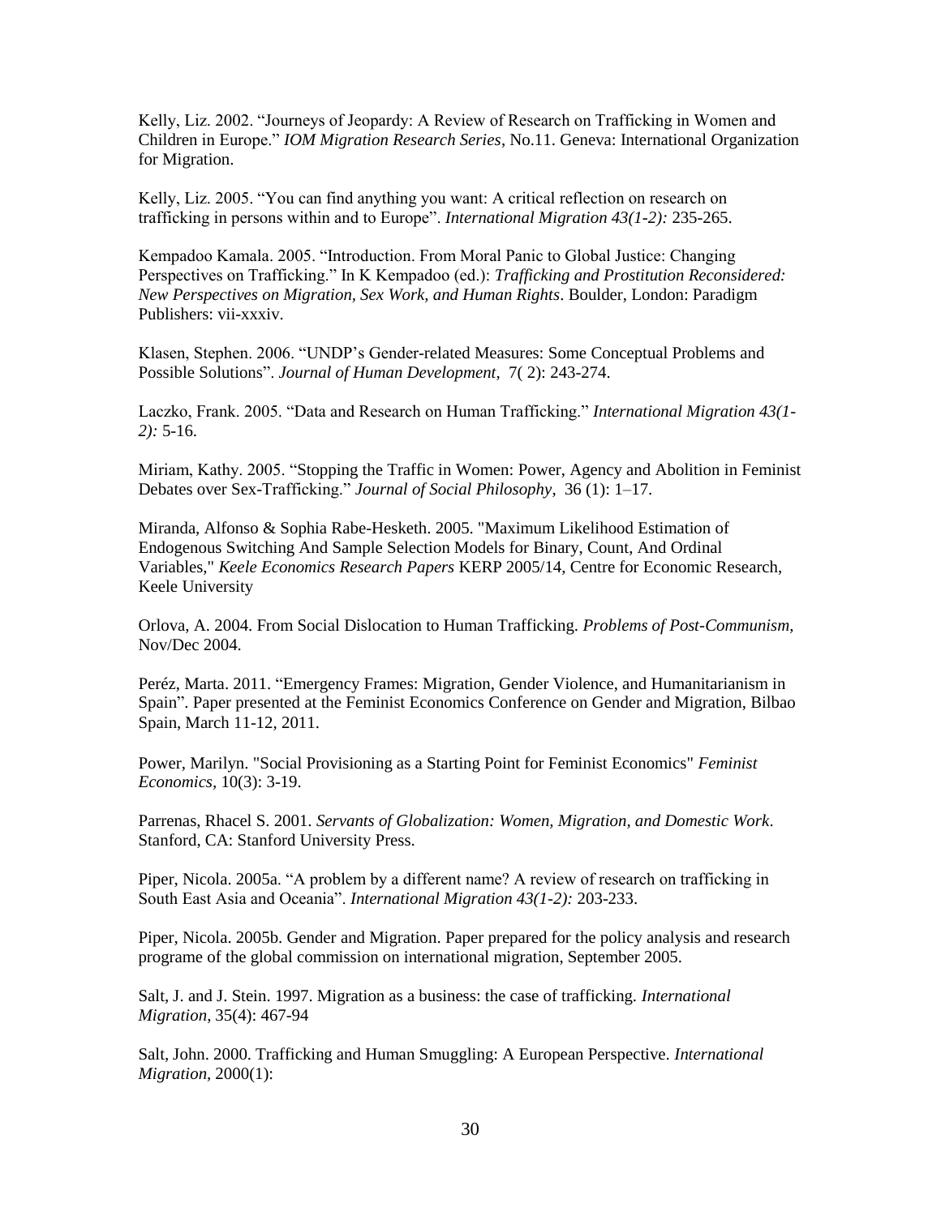Kelly, Liz. 2002. "Journeys of Jeopardy: A Review of Research on Trafficking in Women and Children in Europe." *IOM Migration Research Series*, No.11. Geneva: International Organization for Migration.

Kelly, Liz. 2005. "You can find anything you want: A critical reflection on research on trafficking in persons within and to Europe". *International Migration 43(1-2):* 235-265.

Kempadoo Kamala. 2005. "Introduction. From Moral Panic to Global Justice: Changing Perspectives on Trafficking." In K Kempadoo (ed.): *Trafficking and Prostitution Reconsidered: New Perspectives on Migration, Sex Work, and Human Rights*. Boulder, London: Paradigm Publishers: vii-xxxiv.

Klasen, Stephen. 2006. "UNDP's Gender-related Measures: Some Conceptual Problems and Possible Solutions". *Journal of Human Development*, 7( 2): 243-274.

Laczko, Frank. 2005. "Data and Research on Human Trafficking." *International Migration 43(1-2):* 5-16.

Miriam, Kathy. 2005. "Stopping the Traffic in Women: Power, Agency and Abolition in Feminist Debates over Sex-Trafficking." *Journal of Social Philosophy*, 36 (1): 1–17.

Miranda, Alfonso & Sophia Rabe-Hesketh. 2005. "Maximum Likelihood Estimation of Endogenous Switching And Sample Selection Models for Binary, Count, And Ordinal Variables," *Keele Economics Research Papers* KERP 2005/14, Centre for Economic Research, Keele University

Orlova, A. 2004. From Social Dislocation to Human Trafficking. *Problems of Post-Communism*, Nov/Dec 2004.

Peréz, Marta. 2011. "Emergency Frames: Migration, Gender Violence, and Humanitarianism in Spain". Paper presented at the Feminist Economics Conference on Gender and Migration, Bilbao Spain, March 11-12, 2011.

Power, Marilyn. "Social Provisioning as a Starting Point for Feminist Economics" *Feminist Economics*, 10(3): 3-19.

Parrenas, Rhacel S. 2001. *Servants of Globalization: Women, Migration, and Domestic Work*. Stanford, CA: Stanford University Press.

Piper, Nicola. 2005a. "A problem by a different name? A review of research on trafficking in South East Asia and Oceania". *International Migration 43(1-2):* 203-233.

Piper, Nicola. 2005b. Gender and Migration. Paper prepared for the policy analysis and research programe of the global commission on international migration, September 2005.

Salt, J. and J. Stein. 1997. Migration as a business: the case of trafficking. *International Migration*, 35(4): 467-94

Salt, John. 2000. Trafficking and Human Smuggling: A European Perspective. *International Migration*, 2000(1):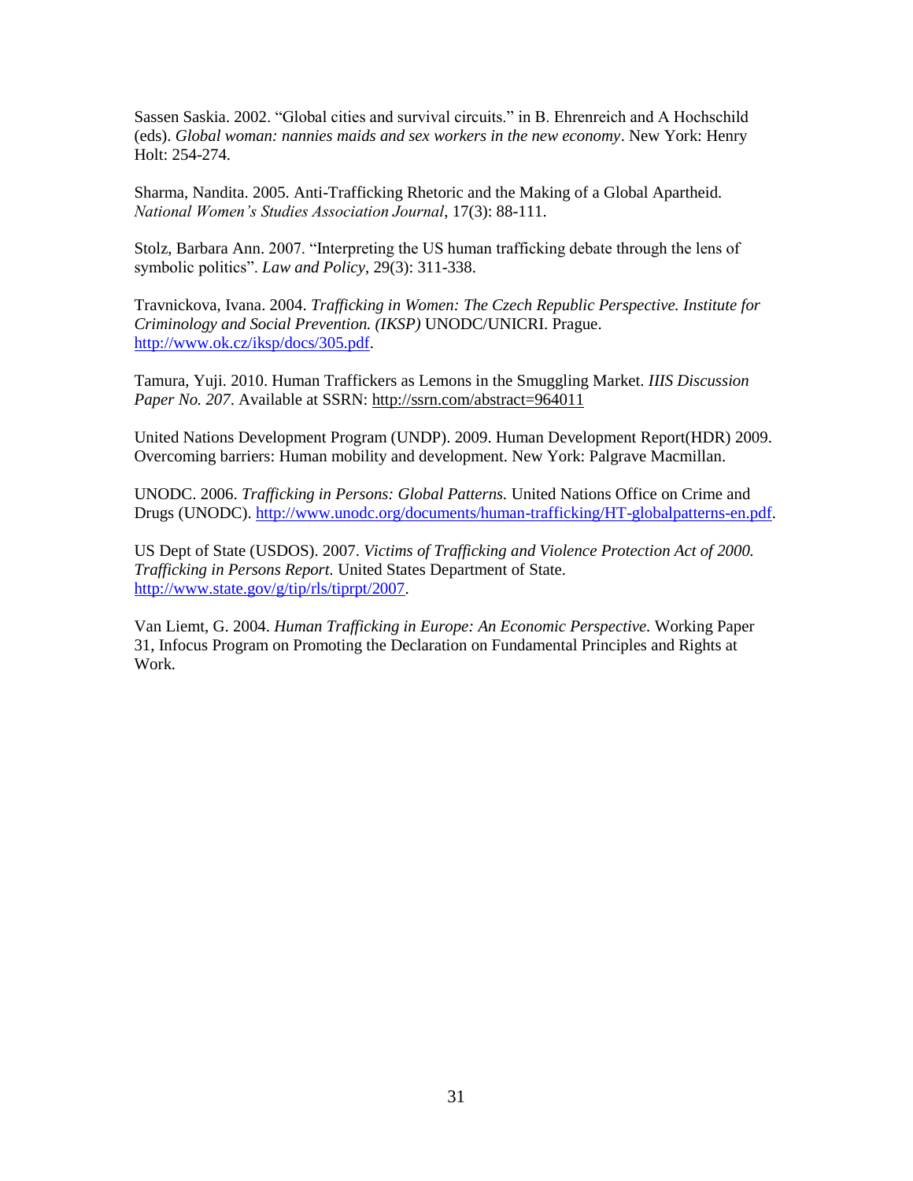Sassen Saskia. 2002. "Global cities and survival circuits." in B. Ehrenreich and A Hochschild (eds). *Global woman: nannies maids and sex workers in the new economy*. New York: Henry Holt: 254-274.

Sharma, Nandita. 2005. Anti-Trafficking Rhetoric and the Making of a Global Apartheid. *National Women's Studies Association Journal*, 17(3): 88-111.

Stolz, Barbara Ann. 2007. "Interpreting the US human trafficking debate through the lens of symbolic politics". *Law and Policy*, 29(3): 311-338.

Travnickova, Ivana. 2004. *Trafficking in Women: The Czech Republic Perspective. Institute for Criminology and Social Prevention. (IKSP)* UNODC/UNICRI. Prague. http://www.ok.cz/iksp/docs/305.pdf.

Tamura, Yuji. 2010. Human Traffickers as Lemons in the Smuggling Market. *IIIS Discussion Paper No. 207*. Available at SSRN: http://ssrn.com/abstract=964011

United Nations Development Program (UNDP). 2009. Human Development Report(HDR) 2009. Overcoming barriers: Human mobility and development. New York: Palgrave Macmillan.

UNODC. 2006. *Trafficking in Persons: Global Patterns.* United Nations Office on Crime and Drugs (UNODC). http://www.unodc.org/documents/human-trafficking/HT-globalpatterns-en.pdf.

US Dept of State (USDOS). 2007. *Victims of Trafficking and Violence Protection Act of 2000. Trafficking in Persons Report.* United States Department of State. http://www.state.gov/g/tip/rls/tiprpt/2007.

Van Liemt, G. 2004. *Human Trafficking in Europe: An Economic Perspective.* Working Paper 31, Infocus Program on Promoting the Declaration on Fundamental Principles and Rights at Work.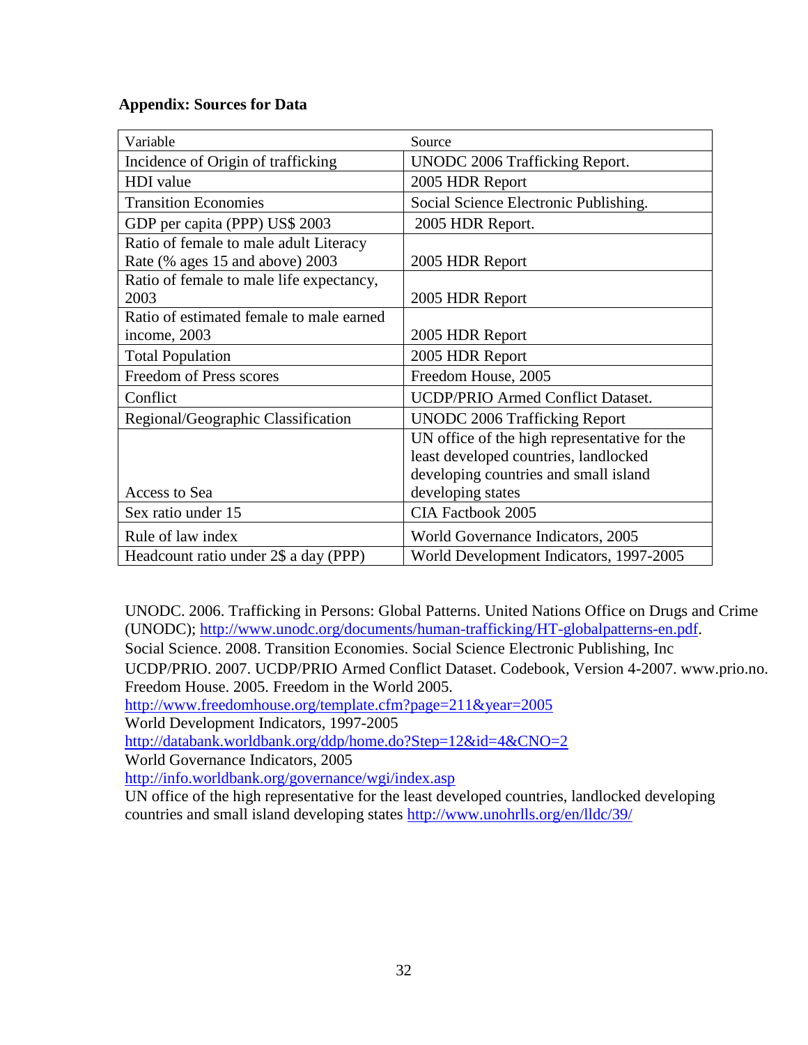**Appendix: Sources for Data**

| Variable | Source |
|---|---|
| Incidence of Origin of trafficking | UNODC 2006 Trafficking Report. |
| HDI value | 2005 HDR Report |
| Transition Economies | Social Science Electronic Publishing. |
| GDP per capita (PPP) US$ 2003 | 2005 HDR Report. |
| Ratio of female to male adult Literacy Rate (% ages 15 and above) 2003 | 2005 HDR Report |
| Ratio of female to male life expectancy, 2003 | 2005 HDR Report |
| Ratio of estimated female to male earned income, 2003 | 2005 HDR Report |
| Total Population | 2005 HDR Report |
| Freedom of Press scores | Freedom House, 2005 |
| Conflict | UCDP/PRIO Armed Conflict Dataset. |
| Regional/Geographic Classification | UNODC 2006 Trafficking Report |
| Access to Sea | UN office of the high representative for the least developed countries, landlocked developing countries and small island developing states |
| Sex ratio under 15 | CIA Factbook 2005 |
| Rule of law index | World Governance Indicators, 2005 |
| Headcount ratio under 2$ a day (PPP) | World Development Indicators, 1997-2005 |

UNODC. 2006. Trafficking in Persons: Global Patterns. United Nations Office on Drugs and Crime (UNODC); http://www.unodc.org/documents/human-trafficking/HT-globalpatterns-en.pdf.

Social Science. 2008. Transition Economies. Social Science Electronic Publishing, Inc

UCDP/PRIO. 2007. UCDP/PRIO Armed Conflict Dataset. Codebook, Version 4-2007. www.prio.no.

Freedom House. 2005. Freedom in the World 2005.
http://www.freedomhouse.org/template.cfm?page=211&year=2005

World Development Indicators, 1997-2005
http://databank.worldbank.org/ddp/home.do?Step=12&id=4&CNO=2

World Governance Indicators, 2005
http://info.worldbank.org/governance/wgi/index.asp

UN office of the high representative for the least developed countries, landlocked developing countries and small island developing states http://www.unohrlls.org/en/lldc/39/